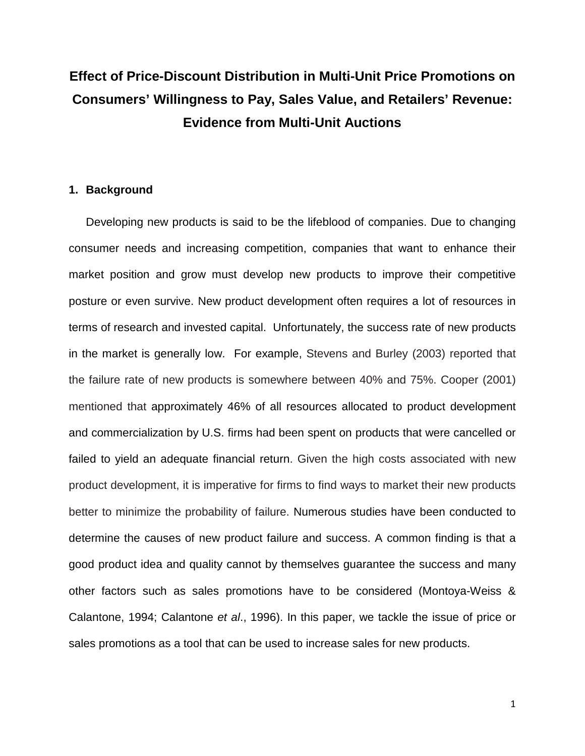# Effect of Price-Discount Distribution in Multi-Unit Price Promotions on Consumers' Willingness to Pay, Sales Value, and Retailers' Revenue: Evidence from Multi-Unit Auctions

## 1. Background

Developing new products is said to be the lifeblood of companies. Due to changing consumer needs and increasing competition, companies that want to enhance their market position and grow must develop new products to improve their competitive posture or even survive. New product development often requires a lot of resources in terms of research and invested capital. Unfortunately, the success rate of new products in the market is generally low. For example, Stevens and Burley (2003) reported that the failure rate of new products is somewhere between 40% and 75%. Cooper (2001) mentioned that approximately 46% of all resources allocated to product development and commercialization by U.S. firms had been spent on products that were cancelled or failed to yield an adequate financial return. Given the high costs associated with new product development, it is imperative for firms to find ways to market their new products better to minimize the probability of failure. Numerous studies have been conducted to determine the causes of new product failure and success. A common finding is that a good product idea and quality cannot by themselves guarantee the success and many other factors such as sales promotions have to be considered (Montoya-Weiss & Calantone, 1994; Calantone *et al*., 1996). In this paper, we tackle the issue of price or sales promotions as a tool that can be used to increase sales for new products.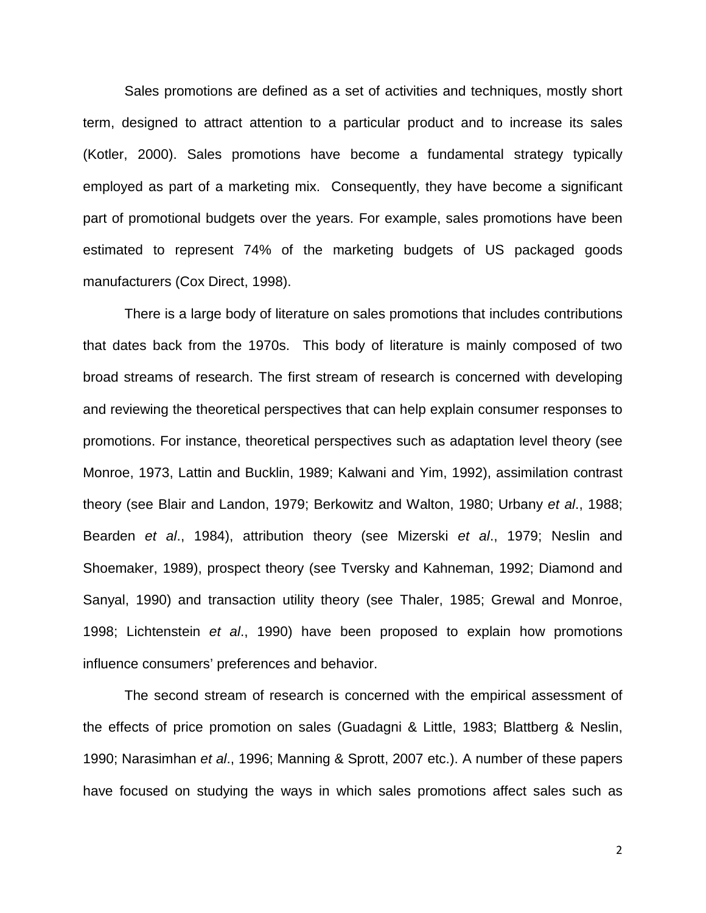Sales promotions are defined as a set of activities and techniques, mostly short term, designed to attract attention to a particular product and to increase its sales (Kotler, 2000). Sales promotions have become a fundamental strategy typically employed as part of a marketing mix. Consequently, they have become a significant part of promotional budgets over the years. For example, sales promotions have been estimated to represent 74% of the marketing budgets of US packaged goods manufacturers (Cox Direct, 1998).

There is a large body of literature on sales promotions that includes contributions that dates back from the 1970s. This body of literature is mainly composed of two broad streams of research. The first stream of research is concerned with developing and reviewing the theoretical perspectives that can help explain consumer responses to promotions. For instance, theoretical perspectives such as adaptation level theory (see Monroe, 1973, Lattin and Bucklin, 1989; Kalwani and Yim, 1992), assimilation contrast theory (see Blair and Landon, 1979; Berkowitz and Walton, 1980; Urbany *et al*., 1988; Bearden *et al*., 1984), attribution theory (see Mizerski *et al*., 1979; Neslin and Shoemaker, 1989), prospect theory (see Tversky and Kahneman, 1992; Diamond and Sanyal, 1990) and transaction utility theory (see Thaler, 1985; Grewal and Monroe, 1998; Lichtenstein *et al*., 1990) have been proposed to explain how promotions influence consumers' preferences and behavior.

The second stream of research is concerned with the empirical assessment of the effects of price promotion on sales (Guadagni & Little, 1983; Blattberg & Neslin, 1990; Narasimhan *et al*., 1996; Manning & Sprott, 2007 etc.). A number of these papers have focused on studying the ways in which sales promotions affect sales such as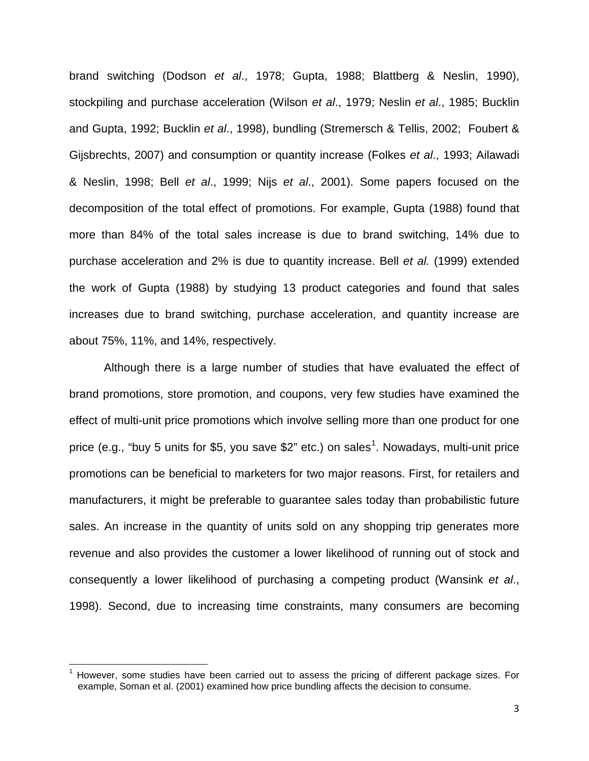brand switching (Dodson *et al*., 1978; Gupta, 1988; Blattberg & Neslin, 1990), stockpiling and purchase acceleration (Wilson *et al*., 1979; Neslin *et al*., 1985; Bucklin and Gupta, 1992; Bucklin *et al*., 1998), bundling (Stremersch & Tellis, 2002; Foubert & Gijsbrechts, 2007) and consumption or quantity increase (Folkes *et al*., 1993; Ailawadi & Neslin, 1998; Bell *et al*., 1999; Nijs *et al*., 2001). Some papers focused on the decomposition of the total effect of promotions. For example, Gupta (1988) found that more than 84% of the total sales increase is due to brand switching, 14% due to purchase acceleration and 2% is due to quantity increase. Bell *et al.* (1999) extended the work of Gupta (1988) by studying 13 product categories and found that sales increases due to brand switching, purchase acceleration, and quantity increase are about 75%, 11%, and 14%, respectively.

Although there is a large number of studies that have evaluated the effect of brand promotions, store promotion, and coupons, very few studies have examined the effect of multi-unit price promotions which involve selling more than one product for one price (e.g., "buy 5 units for $5, you save $2" etc.) on sales[1]. Nowadays, multi-unit price promotions can be beneficial to marketers for two major reasons. First, for retailers and manufacturers, it might be preferable to guarantee sales today than probabilistic future sales. An increase in the quantity of units sold on any shopping trip generates more revenue and also provides the customer a lower likelihood of running out of stock and consequently a lower likelihood of purchasing a competing product (Wansink *et al*., 1998). Second, due to increasing time constraints, many consumers are becoming

[1] However, some studies have been carried out to assess the pricing of different package sizes. For example, Soman et al. (2001) examined how price bundling affects the decision to consume.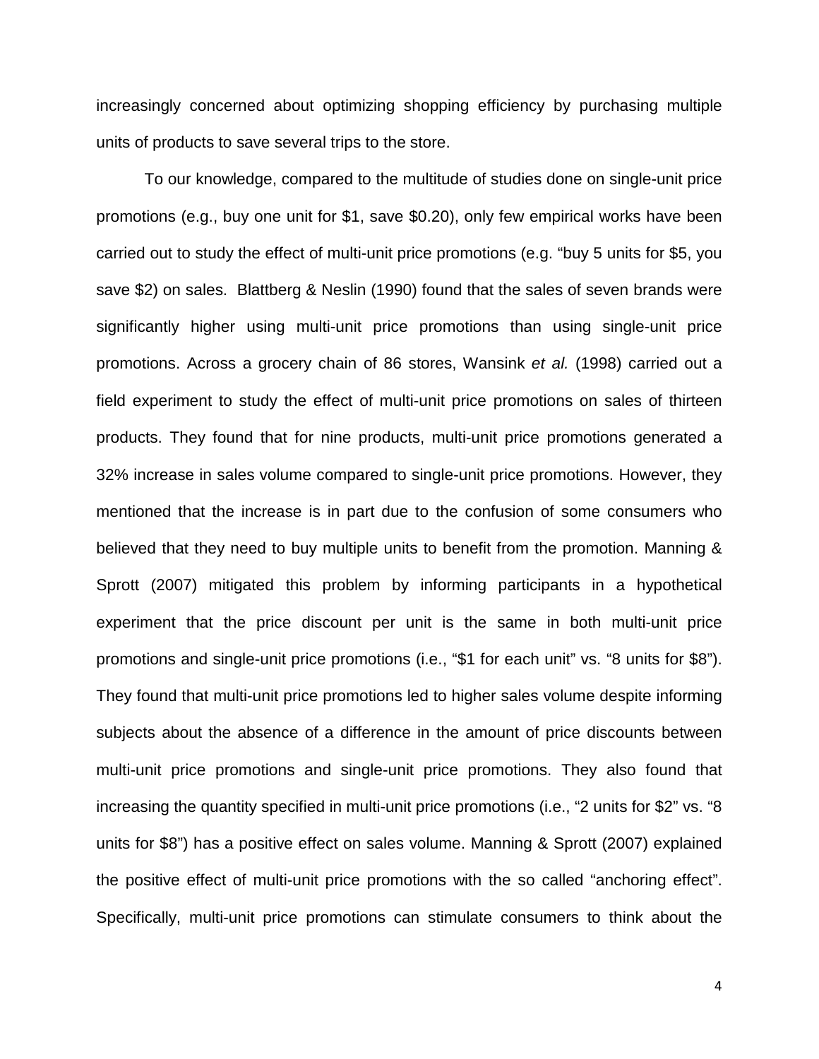increasingly concerned about optimizing shopping efficiency by purchasing multiple units of products to save several trips to the store.

To our knowledge, compared to the multitude of studies done on single-unit price promotions (e.g., buy one unit for $1, save $0.20), only few empirical works have been carried out to study the effect of multi-unit price promotions (e.g. "buy 5 units for $5, you save $2) on sales. Blattberg & Neslin (1990) found that the sales of seven brands were significantly higher using multi-unit price promotions than using single-unit price promotions. Across a grocery chain of 86 stores, Wansink *et al.* (1998) carried out a field experiment to study the effect of multi-unit price promotions on sales of thirteen products. They found that for nine products, multi-unit price promotions generated a 32% increase in sales volume compared to single-unit price promotions. However, they mentioned that the increase is in part due to the confusion of some consumers who believed that they need to buy multiple units to benefit from the promotion. Manning & Sprott (2007) mitigated this problem by informing participants in a hypothetical experiment that the price discount per unit is the same in both multi-unit price promotions and single-unit price promotions (i.e., "$1 for each unit" vs. "8 units for $8"). They found that multi-unit price promotions led to higher sales volume despite informing subjects about the absence of a difference in the amount of price discounts between multi-unit price promotions and single-unit price promotions. They also found that increasing the quantity specified in multi-unit price promotions (i.e., "2 units for $2" vs. "8 units for $8") has a positive effect on sales volume. Manning & Sprott (2007) explained the positive effect of multi-unit price promotions with the so called "anchoring effect". Specifically, multi-unit price promotions can stimulate consumers to think about the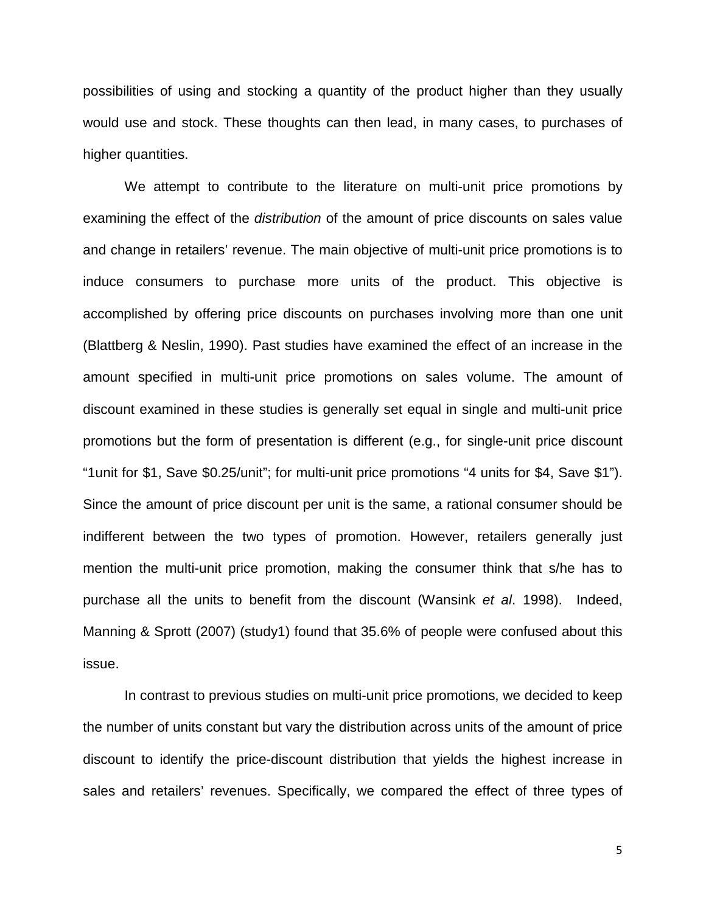possibilities of using and stocking a quantity of the product higher than they usually would use and stock. These thoughts can then lead, in many cases, to purchases of higher quantities.

We attempt to contribute to the literature on multi-unit price promotions by examining the effect of the *distribution* of the amount of price discounts on sales value and change in retailers' revenue. The main objective of multi-unit price promotions is to induce consumers to purchase more units of the product. This objective is accomplished by offering price discounts on purchases involving more than one unit (Blattberg & Neslin, 1990). Past studies have examined the effect of an increase in the amount specified in multi-unit price promotions on sales volume. The amount of discount examined in these studies is generally set equal in single and multi-unit price promotions but the form of presentation is different (e.g., for single-unit price discount "1unit for $1, Save $0.25/unit"; for multi-unit price promotions "4 units for $4, Save $1"). Since the amount of price discount per unit is the same, a rational consumer should be indifferent between the two types of promotion. However, retailers generally just mention the multi-unit price promotion, making the consumer think that s/he has to purchase all the units to benefit from the discount (Wansink *et al*. 1998). Indeed, Manning & Sprott (2007) (study1) found that 35.6% of people were confused about this issue.

In contrast to previous studies on multi-unit price promotions, we decided to keep the number of units constant but vary the distribution across units of the amount of price discount to identify the price-discount distribution that yields the highest increase in sales and retailers' revenues. Specifically, we compared the effect of three types of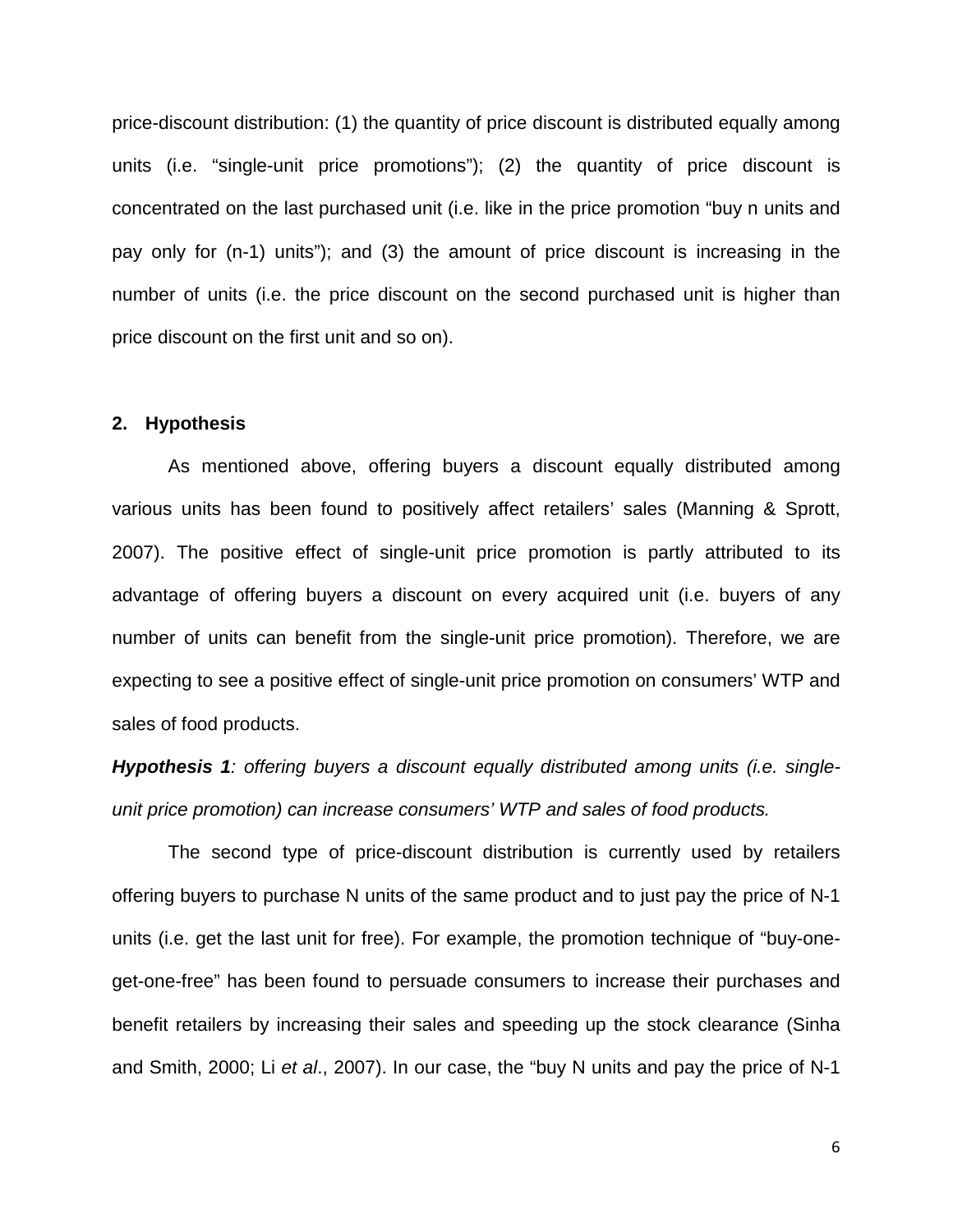price-discount distribution: (1) the quantity of price discount is distributed equally among units (i.e. “single-unit price promotions”); (2) the quantity of price discount is concentrated on the last purchased unit (i.e. like in the price promotion “buy n units and pay only for (n-1) units”); and (3) the amount of price discount is increasing in the number of units (i.e. the price discount on the second purchased unit is higher than price discount on the first unit and so on).

## 2. Hypothesis

As mentioned above, offering buyers a discount equally distributed among various units has been found to positively affect retailers’ sales (Manning & Sprott, 2007). The positive effect of single-unit price promotion is partly attributed to its advantage of offering buyers a discount on every acquired unit (i.e. buyers of any number of units can benefit from the single-unit price promotion). Therefore, we are expecting to see a positive effect of single-unit price promotion on consumers’ WTP and sales of food products.

***Hypothesis 1****: offering buyers a discount equally distributed among units (i.e. single-unit price promotion) can increase consumers’ WTP and sales of food products.*

The second type of price-discount distribution is currently used by retailers offering buyers to purchase N units of the same product and to just pay the price of N-1 units (i.e. get the last unit for free). For example, the promotion technique of “buy-one-get-one-free” has been found to persuade consumers to increase their purchases and benefit retailers by increasing their sales and speeding up the stock clearance (Sinha and Smith, 2000; Li *et al*., 2007). In our case, the “buy N units and pay the price of N-1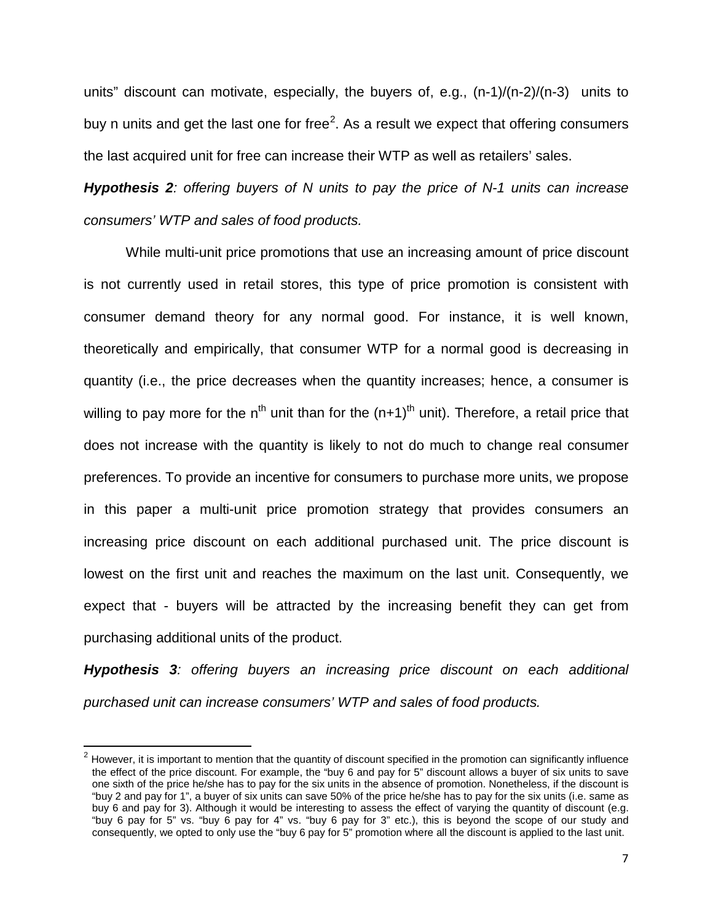units" discount can motivate, especially, the buyers of, e.g., (n-1)/(n-2)/(n-3) units to buy n units and get the last one for free[2]. As a result we expect that offering consumers the last acquired unit for free can increase their WTP as well as retailers' sales.

***Hypothesis 2****: offering buyers of N units to pay the price of N-1 units can increase consumers' WTP and sales of food products.*

While multi-unit price promotions that use an increasing amount of price discount is not currently used in retail stores, this type of price promotion is consistent with consumer demand theory for any normal good. For instance, it is well known, theoretically and empirically, that consumer WTP for a normal good is decreasing in quantity (i.e., the price decreases when the quantity increases; hence, a consumer is willing to pay more for the $n^{th}$ unit than for the $(n+1)^{th}$ unit). Therefore, a retail price that does not increase with the quantity is likely to not do much to change real consumer preferences. To provide an incentive for consumers to purchase more units, we propose in this paper a multi-unit price promotion strategy that provides consumers an increasing price discount on each additional purchased unit. The price discount is lowest on the first unit and reaches the maximum on the last unit. Consequently, we expect that - buyers will be attracted by the increasing benefit they can get from purchasing additional units of the product.

***Hypothesis 3****: offering buyers an increasing price discount on each additional purchased unit can increase consumers' WTP and sales of food products.*

---

[2] However, it is important to mention that the quantity of discount specified in the promotion can significantly influence the effect of the price discount. For example, the "buy 6 and pay for 5" discount allows a buyer of six units to save one sixth of the price he/she has to pay for the six units in the absence of promotion. Nonetheless, if the discount is "buy 2 and pay for 1", a buyer of six units can save 50% of the price he/she has to pay for the six units (i.e. same as buy 6 and pay for 3). Although it would be interesting to assess the effect of varying the quantity of discount (e.g. "buy 6 pay for 5" vs. "buy 6 pay for 4" vs. "buy 6 pay for 3" etc.), this is beyond the scope of our study and consequently, we opted to only use the "buy 6 pay for 5" promotion where all the discount is applied to the last unit.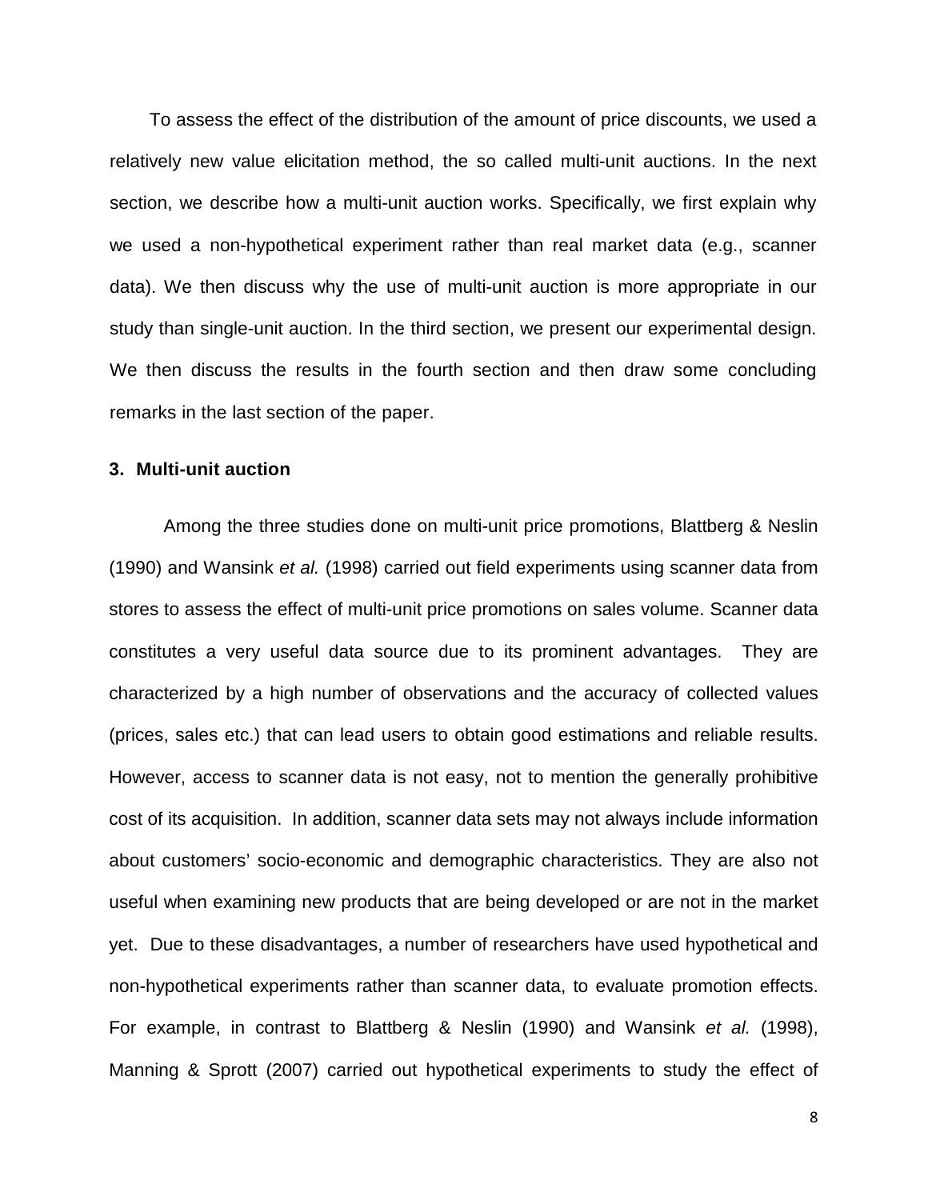To assess the effect of the distribution of the amount of price discounts, we used a relatively new value elicitation method, the so called multi-unit auctions. In the next section, we describe how a multi-unit auction works. Specifically, we first explain why we used a non-hypothetical experiment rather than real market data (e.g., scanner data). We then discuss why the use of multi-unit auction is more appropriate in our study than single-unit auction. In the third section, we present our experimental design. We then discuss the results in the fourth section and then draw some concluding remarks in the last section of the paper.

## 3. Multi-unit auction

Among the three studies done on multi-unit price promotions, Blattberg & Neslin (1990) and Wansink *et al.* (1998) carried out field experiments using scanner data from stores to assess the effect of multi-unit price promotions on sales volume. Scanner data constitutes a very useful data source due to its prominent advantages. They are characterized by a high number of observations and the accuracy of collected values (prices, sales etc.) that can lead users to obtain good estimations and reliable results. However, access to scanner data is not easy, not to mention the generally prohibitive cost of its acquisition. In addition, scanner data sets may not always include information about customers' socio-economic and demographic characteristics. They are also not useful when examining new products that are being developed or are not in the market yet. Due to these disadvantages, a number of researchers have used hypothetical and non-hypothetical experiments rather than scanner data, to evaluate promotion effects. For example, in contrast to Blattberg & Neslin (1990) and Wansink *et al.* (1998), Manning & Sprott (2007) carried out hypothetical experiments to study the effect of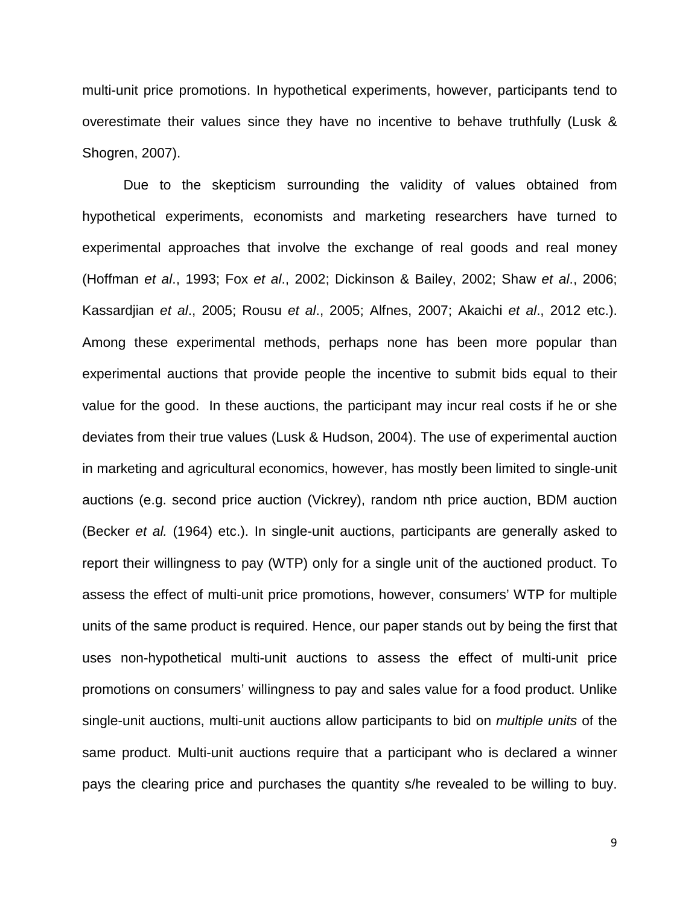multi-unit price promotions. In hypothetical experiments, however, participants tend to overestimate their values since they have no incentive to behave truthfully (Lusk & Shogren, 2007).

Due to the skepticism surrounding the validity of values obtained from hypothetical experiments, economists and marketing researchers have turned to experimental approaches that involve the exchange of real goods and real money (Hoffman *et al*., 1993; Fox *et al*., 2002; Dickinson & Bailey, 2002; Shaw *et al*., 2006; Kassardjian *et al*., 2005; Rousu *et al*., 2005; Alfnes, 2007; Akaichi *et al*., 2012 etc.). Among these experimental methods, perhaps none has been more popular than experimental auctions that provide people the incentive to submit bids equal to their value for the good. In these auctions, the participant may incur real costs if he or she deviates from their true values (Lusk & Hudson, 2004). The use of experimental auction in marketing and agricultural economics, however, has mostly been limited to single-unit auctions (e.g. second price auction (Vickrey), random nth price auction, BDM auction (Becker *et al.* (1964) etc.). In single-unit auctions, participants are generally asked to report their willingness to pay (WTP) only for a single unit of the auctioned product. To assess the effect of multi-unit price promotions, however, consumers' WTP for multiple units of the same product is required. Hence, our paper stands out by being the first that uses non-hypothetical multi-unit auctions to assess the effect of multi-unit price promotions on consumers' willingness to pay and sales value for a food product. Unlike single-unit auctions, multi-unit auctions allow participants to bid on *multiple units* of the same product. Multi-unit auctions require that a participant who is declared a winner pays the clearing price and purchases the quantity s/he revealed to be willing to buy.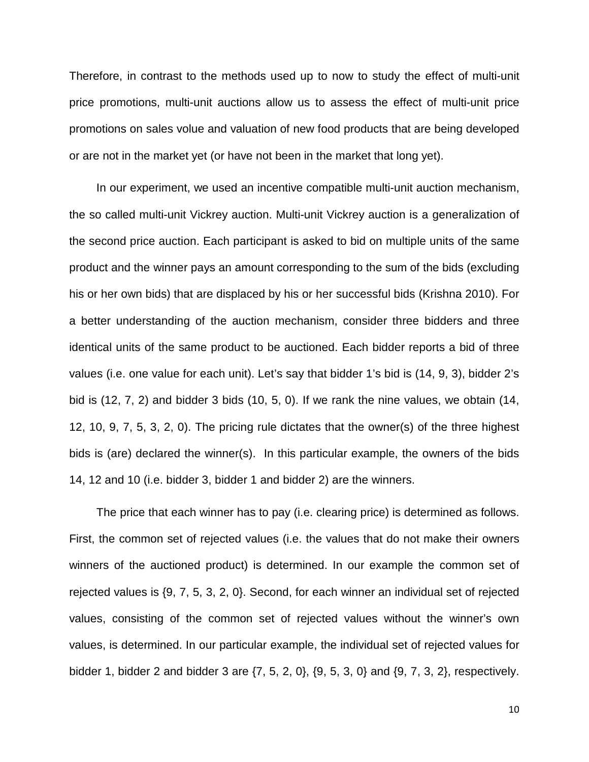Therefore, in contrast to the methods used up to now to study the effect of multi-unit price promotions, multi-unit auctions allow us to assess the effect of multi-unit price promotions on sales volue and valuation of new food products that are being developed or are not in the market yet (or have not been in the market that long yet).

In our experiment, we used an incentive compatible multi-unit auction mechanism, the so called multi-unit Vickrey auction. Multi-unit Vickrey auction is a generalization of the second price auction. Each participant is asked to bid on multiple units of the same product and the winner pays an amount corresponding to the sum of the bids (excluding his or her own bids) that are displaced by his or her successful bids (Krishna 2010). For a better understanding of the auction mechanism, consider three bidders and three identical units of the same product to be auctioned. Each bidder reports a bid of three values (i.e. one value for each unit). Let's say that bidder 1's bid is (14, 9, 3), bidder 2's bid is (12, 7, 2) and bidder 3 bids (10, 5, 0). If we rank the nine values, we obtain (14, 12, 10, 9, 7, 5, 3, 2, 0). The pricing rule dictates that the owner(s) of the three highest bids is (are) declared the winner(s). In this particular example, the owners of the bids 14, 12 and 10 (i.e. bidder 3, bidder 1 and bidder 2) are the winners.

The price that each winner has to pay (i.e. clearing price) is determined as follows. First, the common set of rejected values (i.e. the values that do not make their owners winners of the auctioned product) is determined. In our example the common set of rejected values is {9, 7, 5, 3, 2, 0}. Second, for each winner an individual set of rejected values, consisting of the common set of rejected values without the winner's own values, is determined. In our particular example, the individual set of rejected values for bidder 1, bidder 2 and bidder 3 are {7, 5, 2, 0}, {9, 5, 3, 0} and {9, 7, 3, 2}, respectively.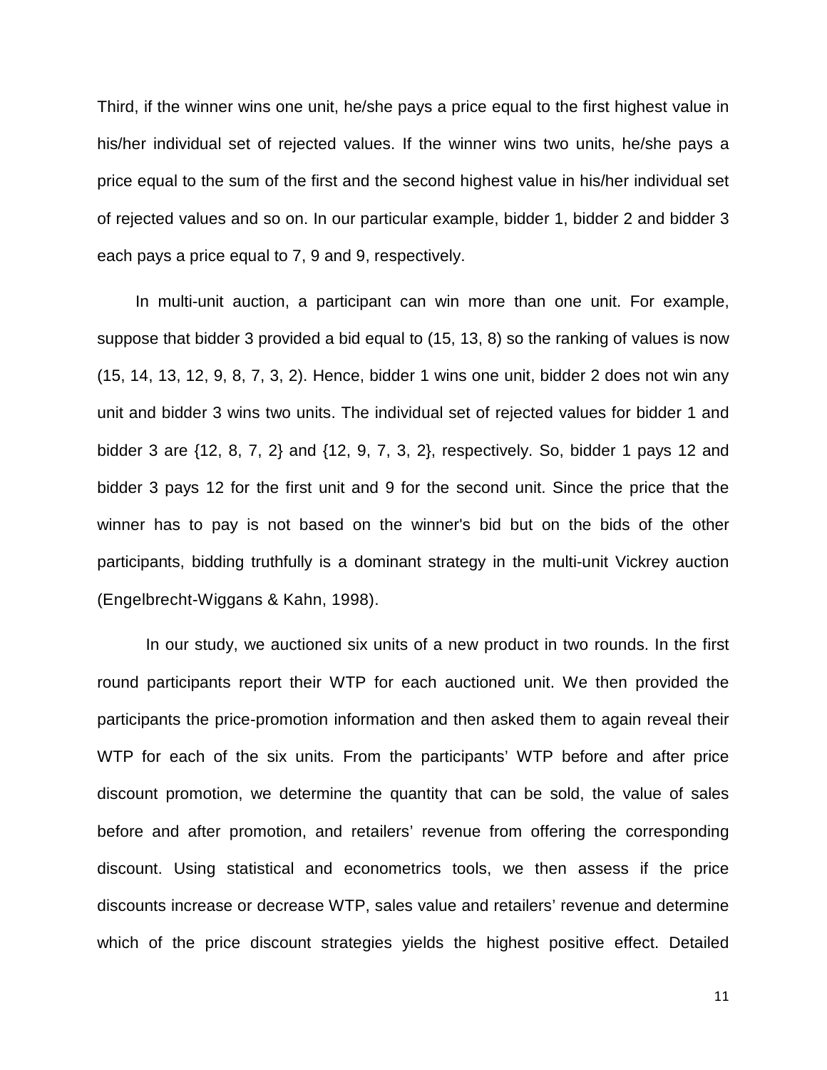Third, if the winner wins one unit, he/she pays a price equal to the first highest value in his/her individual set of rejected values. If the winner wins two units, he/she pays a price equal to the sum of the first and the second highest value in his/her individual set of rejected values and so on. In our particular example, bidder 1, bidder 2 and bidder 3 each pays a price equal to 7, 9 and 9, respectively.

In multi-unit auction, a participant can win more than one unit. For example, suppose that bidder 3 provided a bid equal to (15, 13, 8) so the ranking of values is now (15, 14, 13, 12, 9, 8, 7, 3, 2). Hence, bidder 1 wins one unit, bidder 2 does not win any unit and bidder 3 wins two units. The individual set of rejected values for bidder 1 and bidder 3 are {12, 8, 7, 2} and {12, 9, 7, 3, 2}, respectively. So, bidder 1 pays 12 and bidder 3 pays 12 for the first unit and 9 for the second unit. Since the price that the winner has to pay is not based on the winner's bid but on the bids of the other participants, bidding truthfully is a dominant strategy in the multi-unit Vickrey auction (Engelbrecht-Wiggans & Kahn, 1998).

In our study, we auctioned six units of a new product in two rounds. In the first round participants report their WTP for each auctioned unit. We then provided the participants the price-promotion information and then asked them to again reveal their WTP for each of the six units. From the participants' WTP before and after price discount promotion, we determine the quantity that can be sold, the value of sales before and after promotion, and retailers' revenue from offering the corresponding discount. Using statistical and econometrics tools, we then assess if the price discounts increase or decrease WTP, sales value and retailers' revenue and determine which of the price discount strategies yields the highest positive effect. Detailed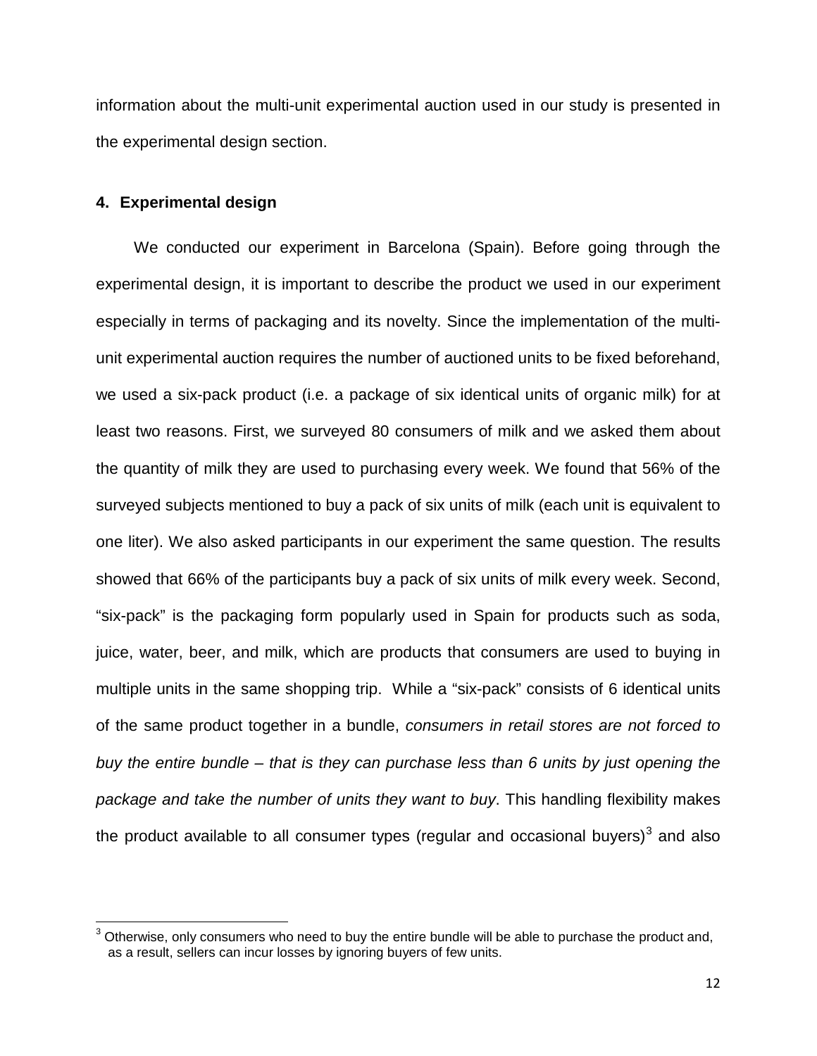information about the multi-unit experimental auction used in our study is presented in the experimental design section.

## 4. Experimental design

We conducted our experiment in Barcelona (Spain). Before going through the experimental design, it is important to describe the product we used in our experiment especially in terms of packaging and its novelty. Since the implementation of the multi-unit experimental auction requires the number of auctioned units to be fixed beforehand, we used a six-pack product (i.e. a package of six identical units of organic milk) for at least two reasons. First, we surveyed 80 consumers of milk and we asked them about the quantity of milk they are used to purchasing every week. We found that 56% of the surveyed subjects mentioned to buy a pack of six units of milk (each unit is equivalent to one liter). We also asked participants in our experiment the same question. The results showed that 66% of the participants buy a pack of six units of milk every week. Second, "six-pack" is the packaging form popularly used in Spain for products such as soda, juice, water, beer, and milk, which are products that consumers are used to buying in multiple units in the same shopping trip. While a "six-pack" consists of 6 identical units of the same product together in a bundle, *consumers in retail stores are not forced to buy the entire bundle – that is they can purchase less than 6 units by just opening the package and take the number of units they want to buy*. This handling flexibility makes the product available to all consumer types (regular and occasional buyers)[3] and also

[3] Otherwise, only consumers who need to buy the entire bundle will be able to purchase the product and, as a result, sellers can incur losses by ignoring buyers of few units.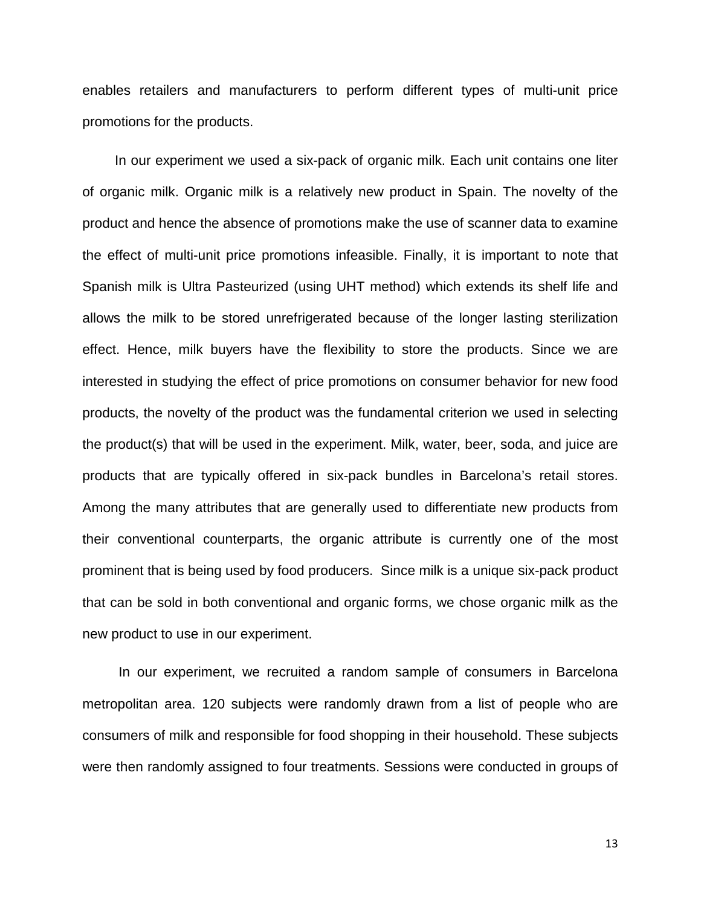enables retailers and manufacturers to perform different types of multi-unit price promotions for the products.

In our experiment we used a six-pack of organic milk. Each unit contains one liter of organic milk. Organic milk is a relatively new product in Spain. The novelty of the product and hence the absence of promotions make the use of scanner data to examine the effect of multi-unit price promotions infeasible. Finally, it is important to note that Spanish milk is Ultra Pasteurized (using UHT method) which extends its shelf life and allows the milk to be stored unrefrigerated because of the longer lasting sterilization effect. Hence, milk buyers have the flexibility to store the products. Since we are interested in studying the effect of price promotions on consumer behavior for new food products, the novelty of the product was the fundamental criterion we used in selecting the product(s) that will be used in the experiment. Milk, water, beer, soda, and juice are products that are typically offered in six-pack bundles in Barcelona's retail stores. Among the many attributes that are generally used to differentiate new products from their conventional counterparts, the organic attribute is currently one of the most prominent that is being used by food producers. Since milk is a unique six-pack product that can be sold in both conventional and organic forms, we chose organic milk as the new product to use in our experiment.

In our experiment, we recruited a random sample of consumers in Barcelona metropolitan area. 120 subjects were randomly drawn from a list of people who are consumers of milk and responsible for food shopping in their household. These subjects were then randomly assigned to four treatments. Sessions were conducted in groups of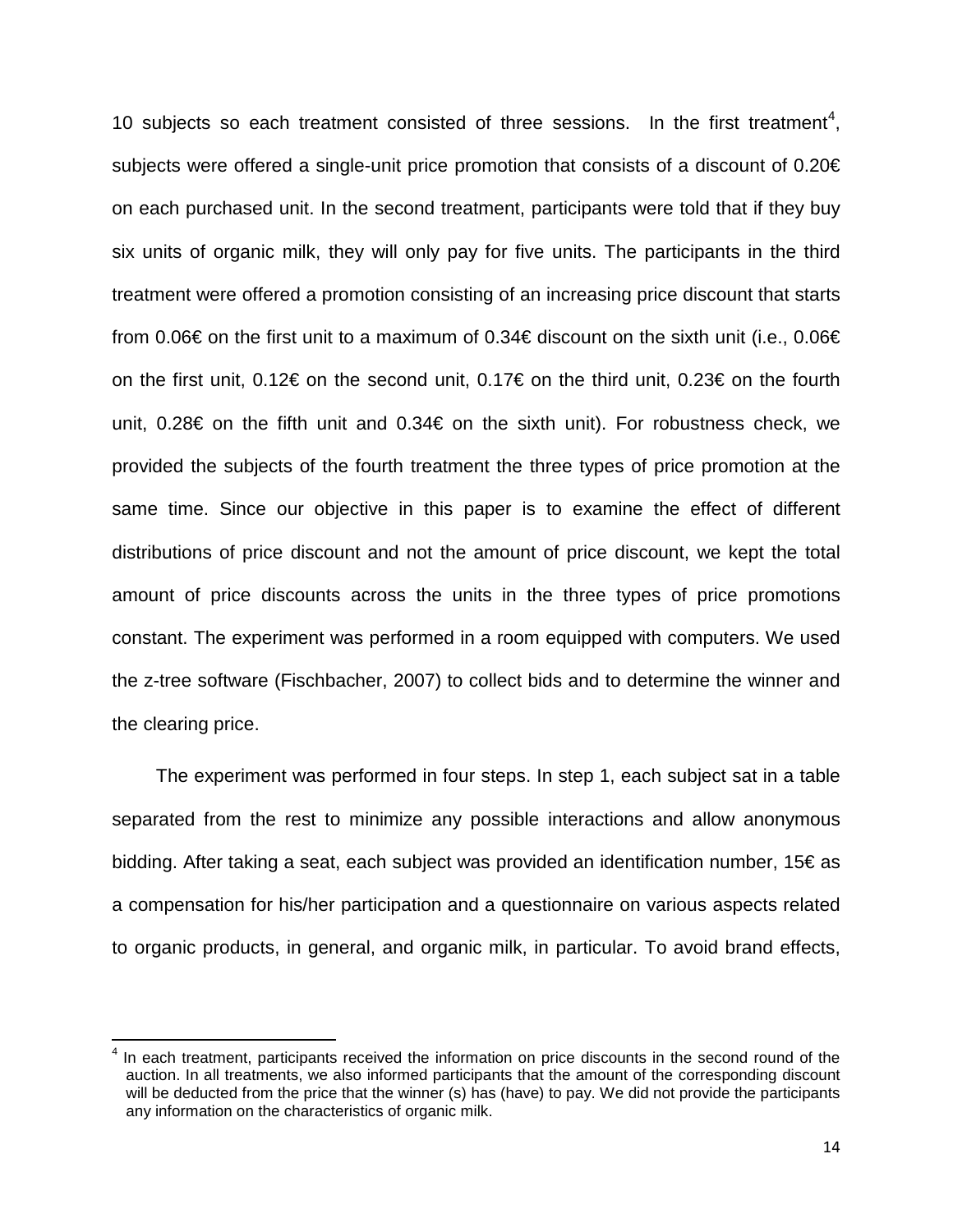10 subjects so each treatment consisted of three sessions. In the first treatment[4], subjects were offered a single-unit price promotion that consists of a discount of 0.20€ on each purchased unit. In the second treatment, participants were told that if they buy six units of organic milk, they will only pay for five units. The participants in the third treatment were offered a promotion consisting of an increasing price discount that starts from 0.06€ on the first unit to a maximum of 0.34€ discount on the sixth unit (i.e., 0.06€ on the first unit, 0.12€ on the second unit, 0.17€ on the third unit, 0.23€ on the fourth unit, 0.28€ on the fifth unit and 0.34€ on the sixth unit). For robustness check, we provided the subjects of the fourth treatment the three types of price promotion at the same time. Since our objective in this paper is to examine the effect of different distributions of price discount and not the amount of price discount, we kept the total amount of price discounts across the units in the three types of price promotions constant. The experiment was performed in a room equipped with computers. We used the z-tree software (Fischbacher, 2007) to collect bids and to determine the winner and the clearing price.

The experiment was performed in four steps. In step 1, each subject sat in a table separated from the rest to minimize any possible interactions and allow anonymous bidding. After taking a seat, each subject was provided an identification number, 15€ as a compensation for his/her participation and a questionnaire on various aspects related to organic products, in general, and organic milk, in particular. To avoid brand effects,

[4] In each treatment, participants received the information on price discounts in the second round of the auction. In all treatments, we also informed participants that the amount of the corresponding discount will be deducted from the price that the winner (s) has (have) to pay. We did not provide the participants any information on the characteristics of organic milk.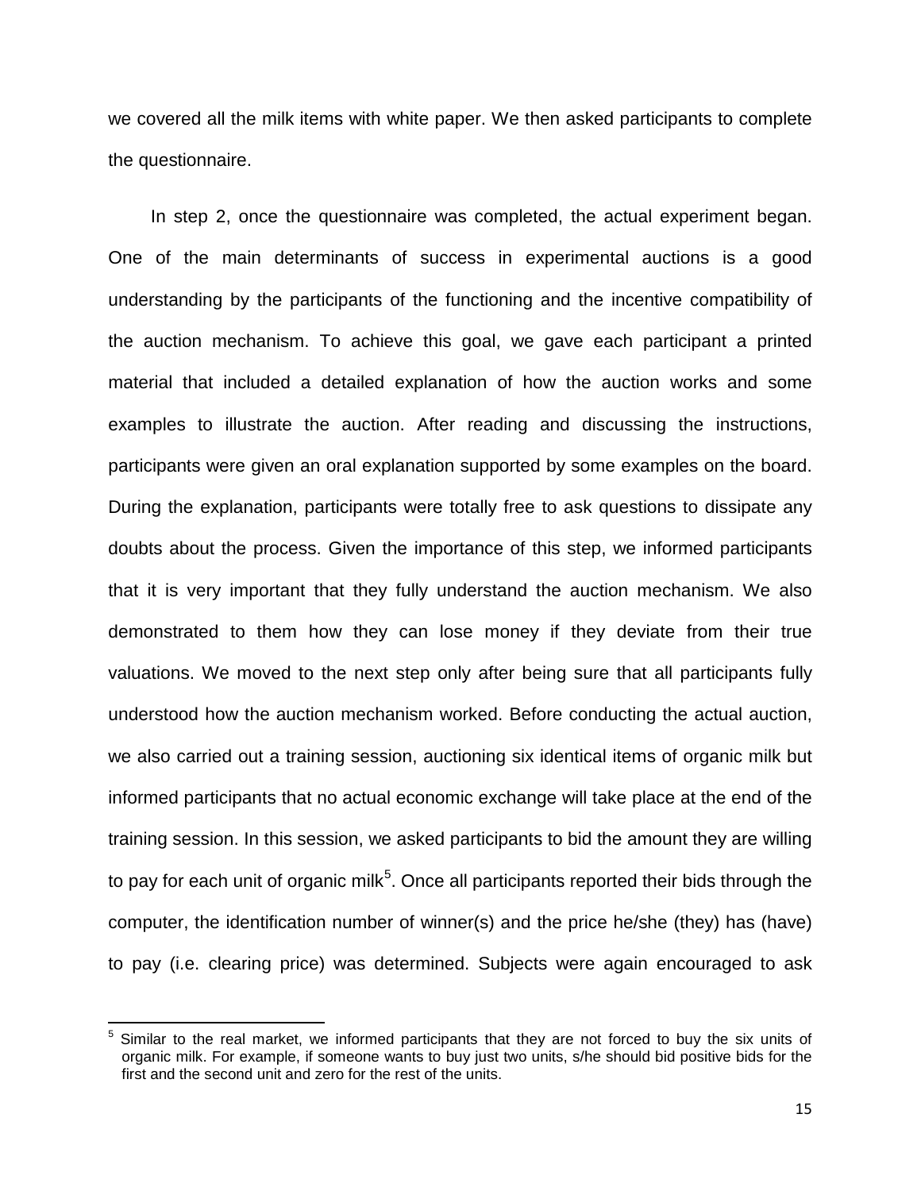we covered all the milk items with white paper. We then asked participants to complete the questionnaire.

In step 2, once the questionnaire was completed, the actual experiment began. One of the main determinants of success in experimental auctions is a good understanding by the participants of the functioning and the incentive compatibility of the auction mechanism. To achieve this goal, we gave each participant a printed material that included a detailed explanation of how the auction works and some examples to illustrate the auction. After reading and discussing the instructions, participants were given an oral explanation supported by some examples on the board. During the explanation, participants were totally free to ask questions to dissipate any doubts about the process. Given the importance of this step, we informed participants that it is very important that they fully understand the auction mechanism. We also demonstrated to them how they can lose money if they deviate from their true valuations. We moved to the next step only after being sure that all participants fully understood how the auction mechanism worked. Before conducting the actual auction, we also carried out a training session, auctioning six identical items of organic milk but informed participants that no actual economic exchange will take place at the end of the training session. In this session, we asked participants to bid the amount they are willing to pay for each unit of organic milk[5]. Once all participants reported their bids through the computer, the identification number of winner(s) and the price he/she (they) has (have) to pay (i.e. clearing price) was determined. Subjects were again encouraged to ask

---

[5] Similar to the real market, we informed participants that they are not forced to buy the six units of organic milk. For example, if someone wants to buy just two units, s/he should bid positive bids for the first and the second unit and zero for the rest of the units.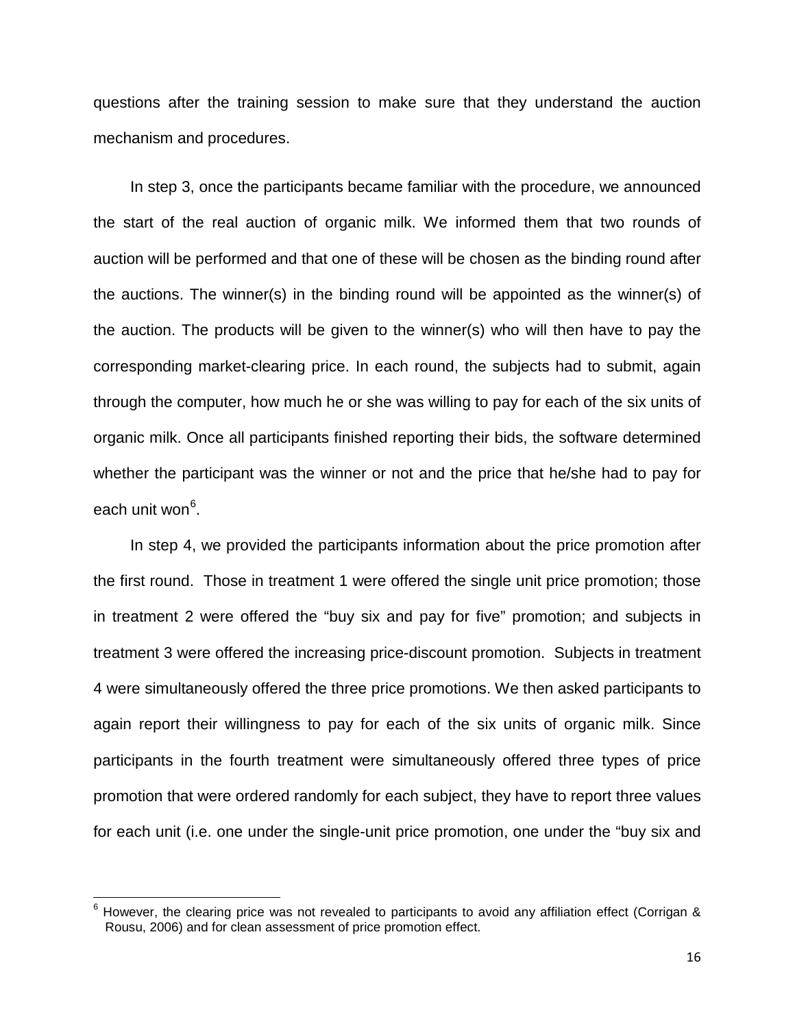questions after the training session to make sure that they understand the auction mechanism and procedures.

In step 3, once the participants became familiar with the procedure, we announced the start of the real auction of organic milk. We informed them that two rounds of auction will be performed and that one of these will be chosen as the binding round after the auctions. The winner(s) in the binding round will be appointed as the winner(s) of the auction. The products will be given to the winner(s) who will then have to pay the corresponding market-clearing price. In each round, the subjects had to submit, again through the computer, how much he or she was willing to pay for each of the six units of organic milk. Once all participants finished reporting their bids, the software determined whether the participant was the winner or not and the price that he/she had to pay for each unit won[6].

In step 4, we provided the participants information about the price promotion after the first round. Those in treatment 1 were offered the single unit price promotion; those in treatment 2 were offered the "buy six and pay for five" promotion; and subjects in treatment 3 were offered the increasing price-discount promotion. Subjects in treatment 4 were simultaneously offered the three price promotions. We then asked participants to again report their willingness to pay for each of the six units of organic milk. Since participants in the fourth treatment were simultaneously offered three types of price promotion that were ordered randomly for each subject, they have to report three values for each unit (i.e. one under the single-unit price promotion, one under the "buy six and

---

[6] However, the clearing price was not revealed to participants to avoid any affiliation effect (Corrigan & Rousu, 2006) and for clean assessment of price promotion effect.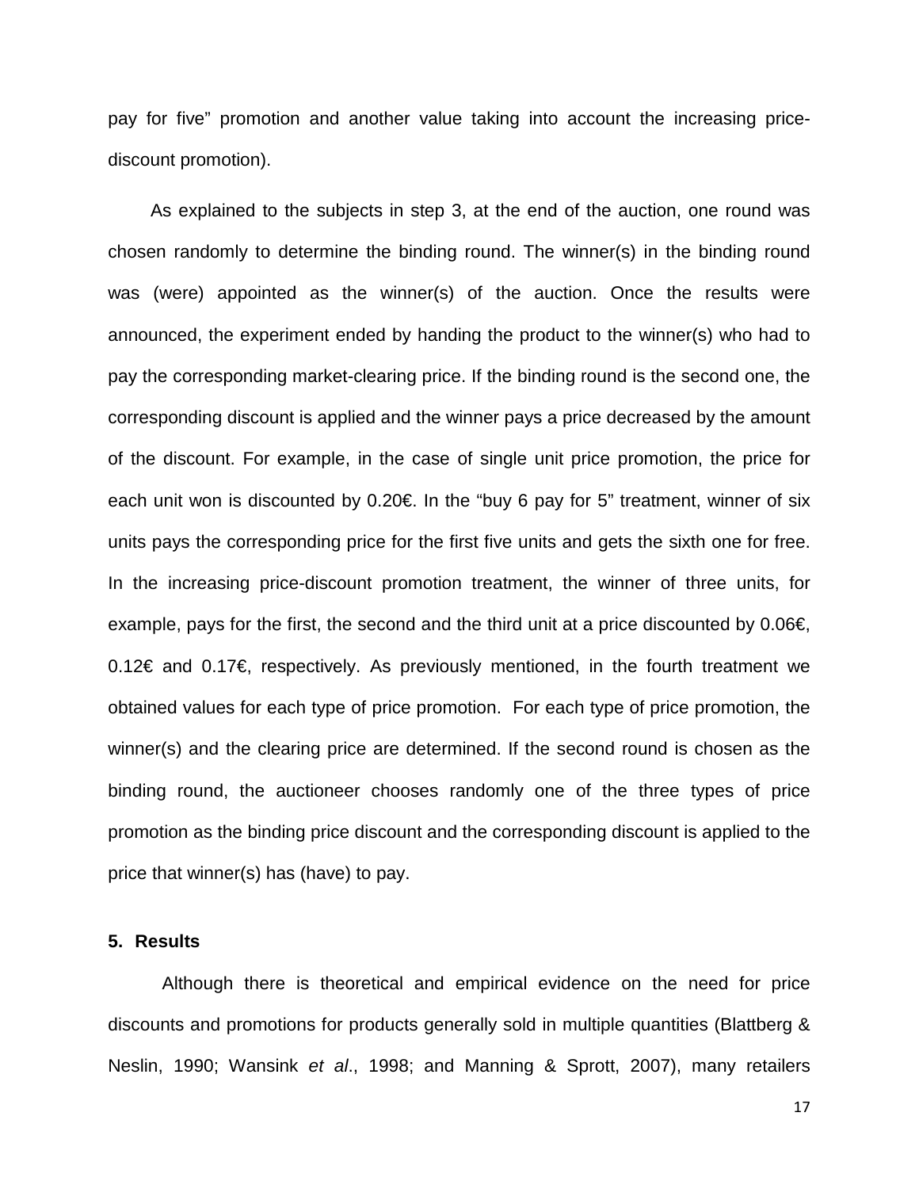pay for five" promotion and another value taking into account the increasing price-discount promotion).

As explained to the subjects in step 3, at the end of the auction, one round was chosen randomly to determine the binding round. The winner(s) in the binding round was (were) appointed as the winner(s) of the auction. Once the results were announced, the experiment ended by handing the product to the winner(s) who had to pay the corresponding market-clearing price. If the binding round is the second one, the corresponding discount is applied and the winner pays a price decreased by the amount of the discount. For example, in the case of single unit price promotion, the price for each unit won is discounted by 0.20€. In the "buy 6 pay for 5" treatment, winner of six units pays the corresponding price for the first five units and gets the sixth one for free. In the increasing price-discount promotion treatment, the winner of three units, for example, pays for the first, the second and the third unit at a price discounted by 0.06€, 0.12€ and 0.17€, respectively. As previously mentioned, in the fourth treatment we obtained values for each type of price promotion. For each type of price promotion, the winner(s) and the clearing price are determined. If the second round is chosen as the binding round, the auctioneer chooses randomly one of the three types of price promotion as the binding price discount and the corresponding discount is applied to the price that winner(s) has (have) to pay.

## 5. Results

Although there is theoretical and empirical evidence on the need for price discounts and promotions for products generally sold in multiple quantities (Blattberg & Neslin, 1990; Wansink *et al*., 1998; and Manning & Sprott, 2007), many retailers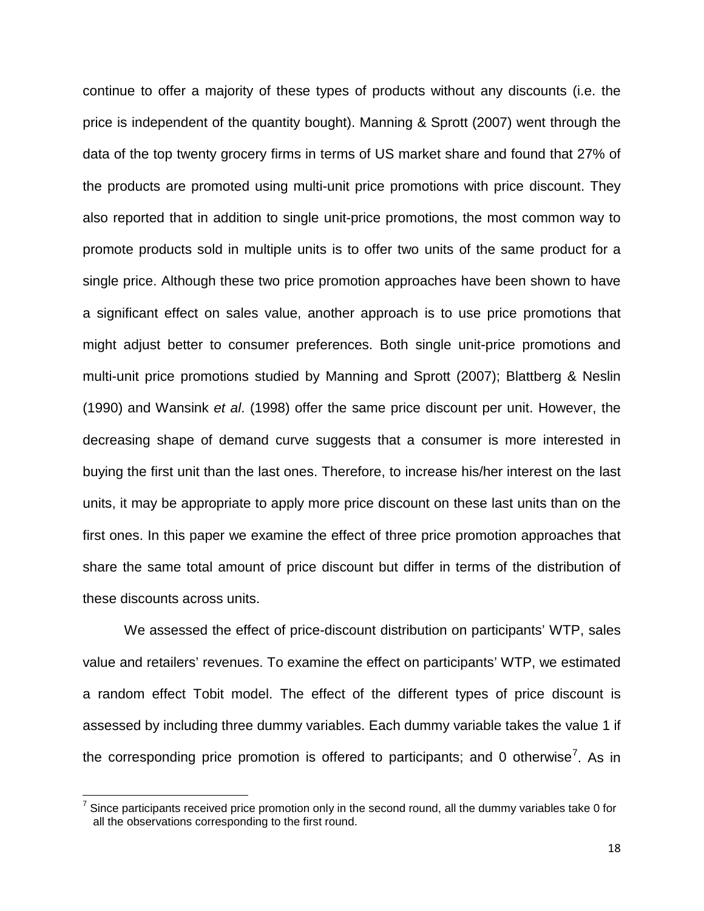continue to offer a majority of these types of products without any discounts (i.e. the price is independent of the quantity bought). Manning & Sprott (2007) went through the data of the top twenty grocery firms in terms of US market share and found that 27% of the products are promoted using multi-unit price promotions with price discount. They also reported that in addition to single unit-price promotions, the most common way to promote products sold in multiple units is to offer two units of the same product for a single price. Although these two price promotion approaches have been shown to have a significant effect on sales value, another approach is to use price promotions that might adjust better to consumer preferences. Both single unit-price promotions and multi-unit price promotions studied by Manning and Sprott (2007); Blattberg & Neslin (1990) and Wansink *et al*. (1998) offer the same price discount per unit. However, the decreasing shape of demand curve suggests that a consumer is more interested in buying the first unit than the last ones. Therefore, to increase his/her interest on the last units, it may be appropriate to apply more price discount on these last units than on the first ones. In this paper we examine the effect of three price promotion approaches that share the same total amount of price discount but differ in terms of the distribution of these discounts across units.

We assessed the effect of price-discount distribution on participants' WTP, sales value and retailers' revenues. To examine the effect on participants' WTP, we estimated a random effect Tobit model. The effect of the different types of price discount is assessed by including three dummy variables. Each dummy variable takes the value 1 if the corresponding price promotion is offered to participants; and 0 otherwise[7]. As in

[7] Since participants received price promotion only in the second round, all the dummy variables take 0 for all the observations corresponding to the first round.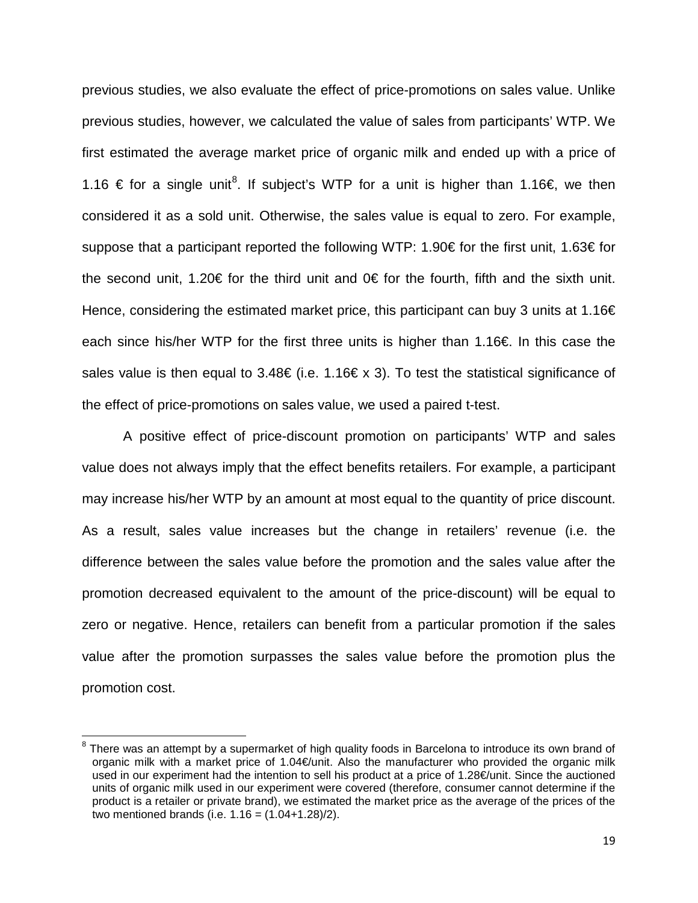previous studies, we also evaluate the effect of price-promotions on sales value. Unlike previous studies, however, we calculated the value of sales from participants' WTP. We first estimated the average market price of organic milk and ended up with a price of 1.16 € for a single unit[8]. If subject's WTP for a unit is higher than 1.16€, we then considered it as a sold unit. Otherwise, the sales value is equal to zero. For example, suppose that a participant reported the following WTP: 1.90€ for the first unit, 1.63€ for the second unit, 1.20€ for the third unit and 0€ for the fourth, fifth and the sixth unit. Hence, considering the estimated market price, this participant can buy 3 units at 1.16€ each since his/her WTP for the first three units is higher than 1.16€. In this case the sales value is then equal to 3.48€ (i.e. 1.16€ x 3). To test the statistical significance of the effect of price-promotions on sales value, we used a paired t-test.

A positive effect of price-discount promotion on participants' WTP and sales value does not always imply that the effect benefits retailers. For example, a participant may increase his/her WTP by an amount at most equal to the quantity of price discount. As a result, sales value increases but the change in retailers' revenue (i.e. the difference between the sales value before the promotion and the sales value after the promotion decreased equivalent to the amount of the price-discount) will be equal to zero or negative. Hence, retailers can benefit from a particular promotion if the sales value after the promotion surpasses the sales value before the promotion plus the promotion cost.

[8] There was an attempt by a supermarket of high quality foods in Barcelona to introduce its own brand of organic milk with a market price of 1.04€/unit. Also the manufacturer who provided the organic milk used in our experiment had the intention to sell his product at a price of 1.28€/unit. Since the auctioned units of organic milk used in our experiment were covered (therefore, consumer cannot determine if the product is a retailer or private brand), we estimated the market price as the average of the prices of the two mentioned brands (i.e. 1.16 = (1.04+1.28)/2).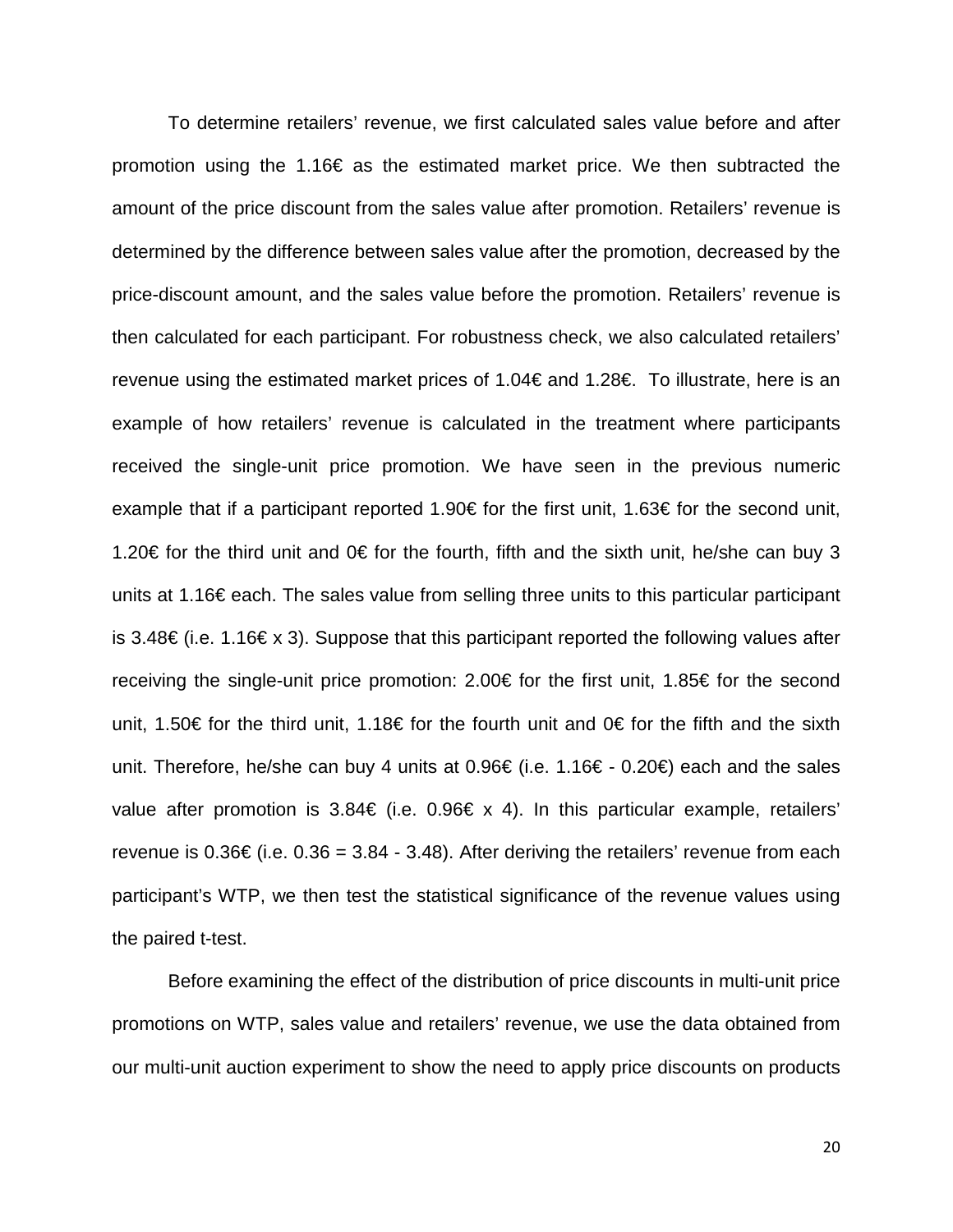To determine retailers' revenue, we first calculated sales value before and after promotion using the 1.16€ as the estimated market price. We then subtracted the amount of the price discount from the sales value after promotion. Retailers' revenue is determined by the difference between sales value after the promotion, decreased by the price-discount amount, and the sales value before the promotion. Retailers' revenue is then calculated for each participant. For robustness check, we also calculated retailers' revenue using the estimated market prices of 1.04€ and 1.28€. To illustrate, here is an example of how retailers' revenue is calculated in the treatment where participants received the single-unit price promotion. We have seen in the previous numeric example that if a participant reported 1.90€ for the first unit, 1.63€ for the second unit, 1.20€ for the third unit and 0€ for the fourth, fifth and the sixth unit, he/she can buy 3 units at 1.16€ each. The sales value from selling three units to this particular participant is 3.48€ (i.e. 1.16€ x 3). Suppose that this participant reported the following values after receiving the single-unit price promotion: 2.00€ for the first unit, 1.85€ for the second unit, 1.50€ for the third unit, 1.18€ for the fourth unit and 0€ for the fifth and the sixth unit. Therefore, he/she can buy 4 units at 0.96€ (i.e. 1.16€ - 0.20€) each and the sales value after promotion is 3.84€ (i.e. 0.96€ x 4). In this particular example, retailers' revenue is 0.36€ (i.e. 0.36 = 3.84 - 3.48). After deriving the retailers' revenue from each participant's WTP, we then test the statistical significance of the revenue values using the paired t-test.

Before examining the effect of the distribution of price discounts in multi-unit price promotions on WTP, sales value and retailers' revenue, we use the data obtained from our multi-unit auction experiment to show the need to apply price discounts on products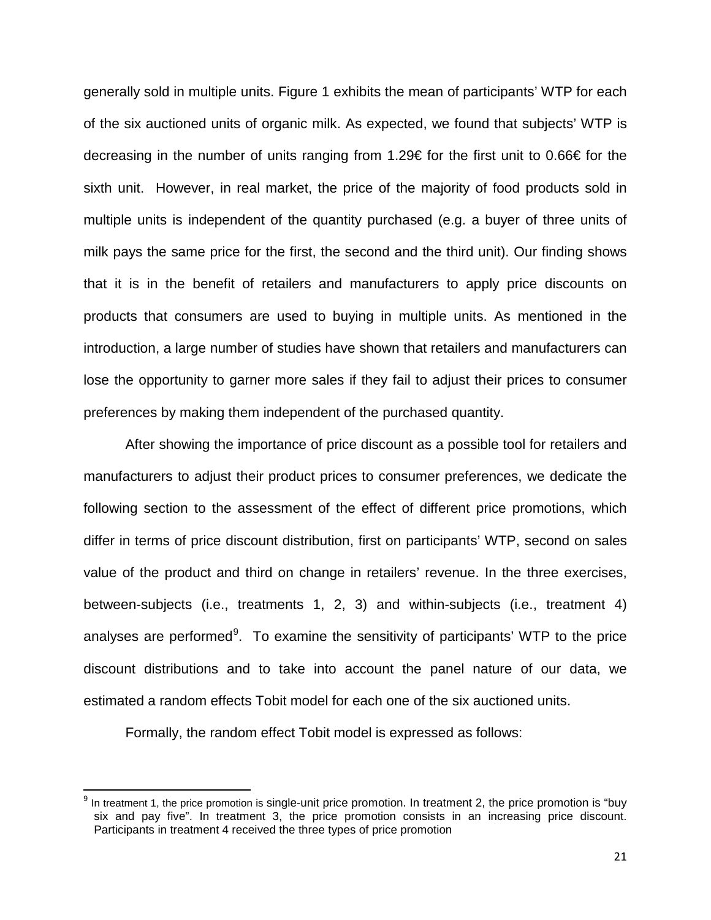generally sold in multiple units. Figure 1 exhibits the mean of participants' WTP for each of the six auctioned units of organic milk. As expected, we found that subjects' WTP is decreasing in the number of units ranging from 1.29€ for the first unit to 0.66€ for the sixth unit. However, in real market, the price of the majority of food products sold in multiple units is independent of the quantity purchased (e.g. a buyer of three units of milk pays the same price for the first, the second and the third unit). Our finding shows that it is in the benefit of retailers and manufacturers to apply price discounts on products that consumers are used to buying in multiple units. As mentioned in the introduction, a large number of studies have shown that retailers and manufacturers can lose the opportunity to garner more sales if they fail to adjust their prices to consumer preferences by making them independent of the purchased quantity.

After showing the importance of price discount as a possible tool for retailers and manufacturers to adjust their product prices to consumer preferences, we dedicate the following section to the assessment of the effect of different price promotions, which differ in terms of price discount distribution, first on participants' WTP, second on sales value of the product and third on change in retailers' revenue. In the three exercises, between-subjects (i.e., treatments 1, 2, 3) and within-subjects (i.e., treatment 4) analyses are performed[9]. To examine the sensitivity of participants' WTP to the price discount distributions and to take into account the panel nature of our data, we estimated a random effects Tobit model for each one of the six auctioned units.

Formally, the random effect Tobit model is expressed as follows:

---

[9] In treatment 1, the price promotion is single-unit price promotion. In treatment 2, the price promotion is "buy six and pay five". In treatment 3, the price promotion consists in an increasing price discount. Participants in treatment 4 received the three types of price promotion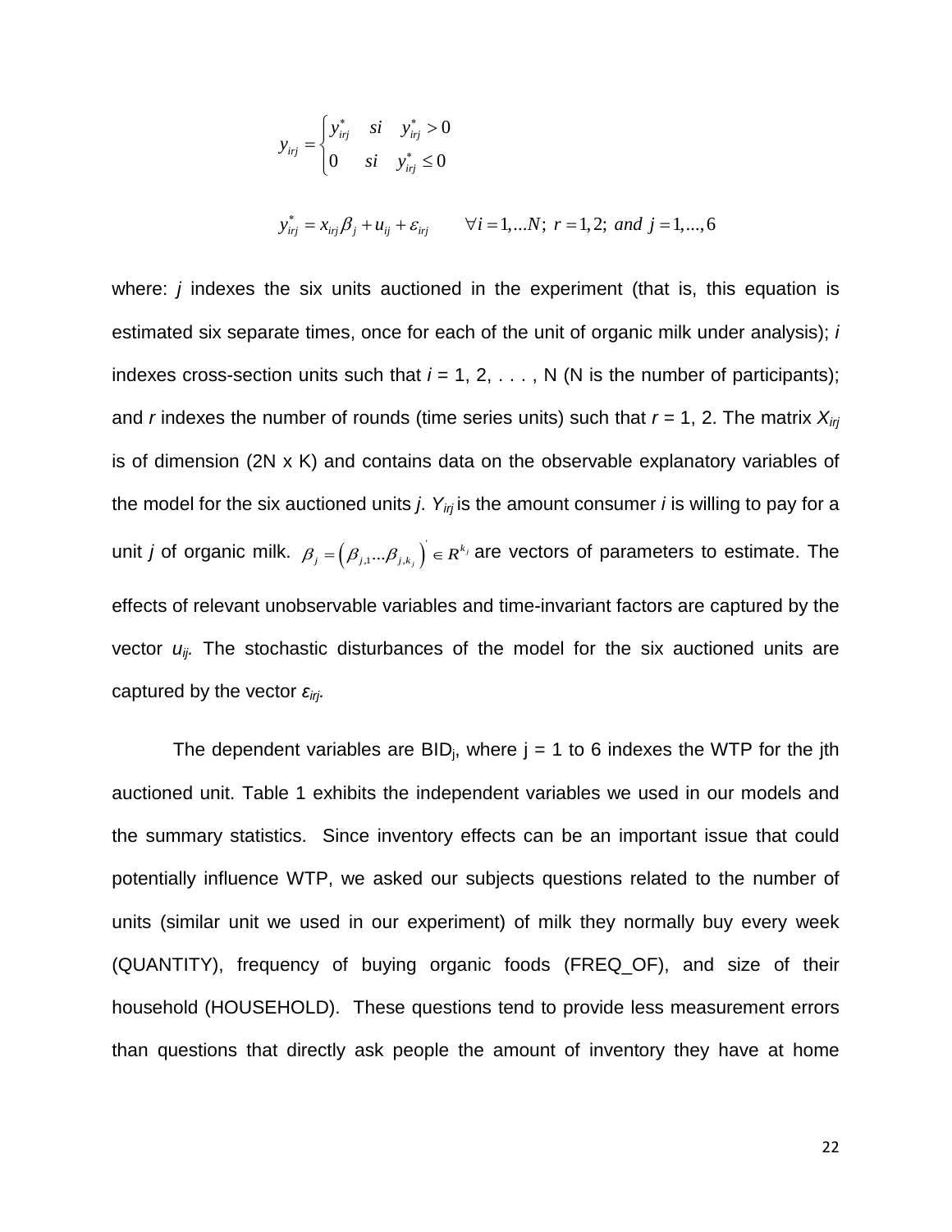$$y_{irj} = \begin{cases} y_{irj}^{*} & si \quad y_{irj}^{*} > 0 \\ 0 & si \quad y_{irj}^{*} \leq 0 \end{cases}$$

$$y_{irj}^{*} = x_{irj}\beta_j + u_{ij} + \varepsilon_{irj} \qquad \forall i = 1,...N; \; r = 1,2; \; and \; j = 1,...,6$$

where: *j* indexes the six units auctioned in the experiment (that is, this equation is estimated six separate times, once for each of the unit of organic milk under analysis); *i* indexes cross-section units such that *i* = 1, 2, . . . , N (N is the number of participants); and *r* indexes the number of rounds (time series units) such that *r* = 1, 2. The matrix $X_{irj}$ is of dimension (2N x K) and contains data on the observable explanatory variables of the model for the six auctioned units *j*. $Y_{irj}$ is the amount consumer *i* is willing to pay for a unit *j* of organic milk. $\beta_j = \left(\beta_{j,1}...\beta_{j,k_j}\right)' \in R^{k_j}$ are vectors of parameters to estimate. The effects of relevant unobservable variables and time-invariant factors are captured by the vector $u_{ij}$. The stochastic disturbances of the model for the six auctioned units are captured by the vector $\varepsilon_{irj}$.

The dependent variables are $BID_j$, where j = 1 to 6 indexes the WTP for the jth auctioned unit. Table 1 exhibits the independent variables we used in our models and the summary statistics. Since inventory effects can be an important issue that could potentially influence WTP, we asked our subjects questions related to the number of units (similar unit we used in our experiment) of milk they normally buy every week (QUANTITY), frequency of buying organic foods (FREQ_OF), and size of their household (HOUSEHOLD). These questions tend to provide less measurement errors than questions that directly ask people the amount of inventory they have at home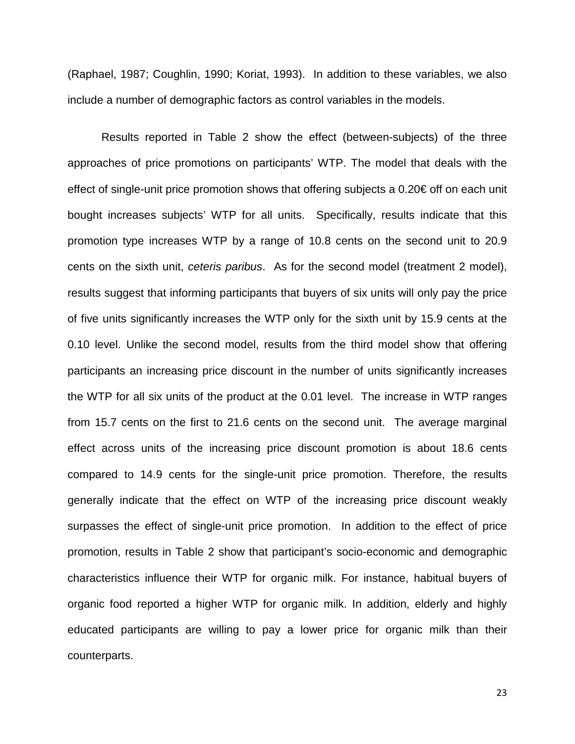(Raphael, 1987; Coughlin, 1990; Koriat, 1993). In addition to these variables, we also include a number of demographic factors as control variables in the models.

Results reported in Table 2 show the effect (between-subjects) of the three approaches of price promotions on participants' WTP. The model that deals with the effect of single-unit price promotion shows that offering subjects a 0.20€ off on each unit bought increases subjects' WTP for all units. Specifically, results indicate that this promotion type increases WTP by a range of 10.8 cents on the second unit to 20.9 cents on the sixth unit, *ceteris paribus*. As for the second model (treatment 2 model), results suggest that informing participants that buyers of six units will only pay the price of five units significantly increases the WTP only for the sixth unit by 15.9 cents at the 0.10 level. Unlike the second model, results from the third model show that offering participants an increasing price discount in the number of units significantly increases the WTP for all six units of the product at the 0.01 level. The increase in WTP ranges from 15.7 cents on the first to 21.6 cents on the second unit. The average marginal effect across units of the increasing price discount promotion is about 18.6 cents compared to 14.9 cents for the single-unit price promotion. Therefore, the results generally indicate that the effect on WTP of the increasing price discount weakly surpasses the effect of single-unit price promotion. In addition to the effect of price promotion, results in Table 2 show that participant's socio-economic and demographic characteristics influence their WTP for organic milk. For instance, habitual buyers of organic food reported a higher WTP for organic milk. In addition, elderly and highly educated participants are willing to pay a lower price for organic milk than their counterparts.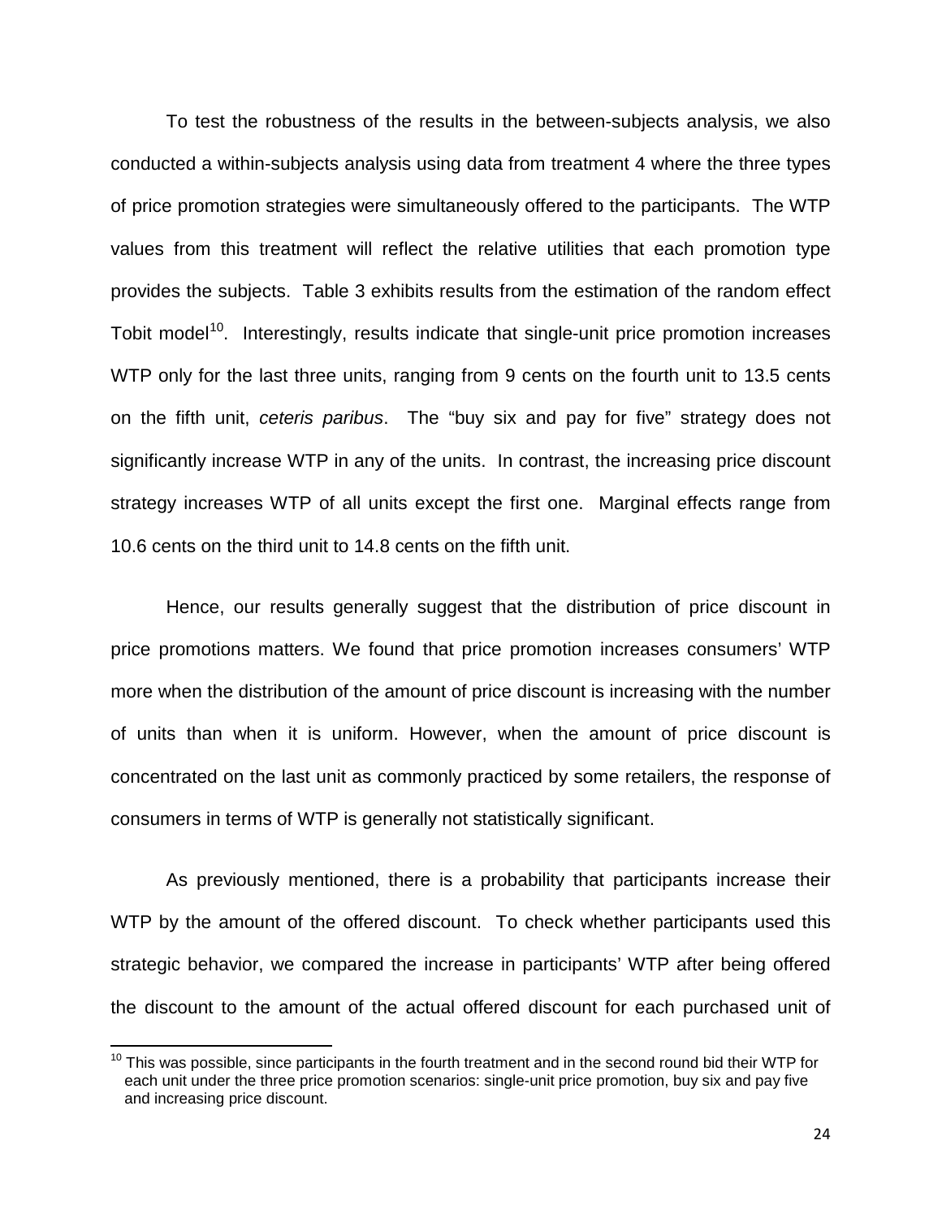To test the robustness of the results in the between-subjects analysis, we also conducted a within-subjects analysis using data from treatment 4 where the three types of price promotion strategies were simultaneously offered to the participants. The WTP values from this treatment will reflect the relative utilities that each promotion type provides the subjects. Table 3 exhibits results from the estimation of the random effect Tobit model[10]. Interestingly, results indicate that single-unit price promotion increases WTP only for the last three units, ranging from 9 cents on the fourth unit to 13.5 cents on the fifth unit, *ceteris paribus*. The "buy six and pay for five" strategy does not significantly increase WTP in any of the units. In contrast, the increasing price discount strategy increases WTP of all units except the first one. Marginal effects range from 10.6 cents on the third unit to 14.8 cents on the fifth unit.

Hence, our results generally suggest that the distribution of price discount in price promotions matters. We found that price promotion increases consumers' WTP more when the distribution of the amount of price discount is increasing with the number of units than when it is uniform. However, when the amount of price discount is concentrated on the last unit as commonly practiced by some retailers, the response of consumers in terms of WTP is generally not statistically significant.

As previously mentioned, there is a probability that participants increase their WTP by the amount of the offered discount. To check whether participants used this strategic behavior, we compared the increase in participants' WTP after being offered the discount to the amount of the actual offered discount for each purchased unit of

[10] This was possible, since participants in the fourth treatment and in the second round bid their WTP for each unit under the three price promotion scenarios: single-unit price promotion, buy six and pay five and increasing price discount.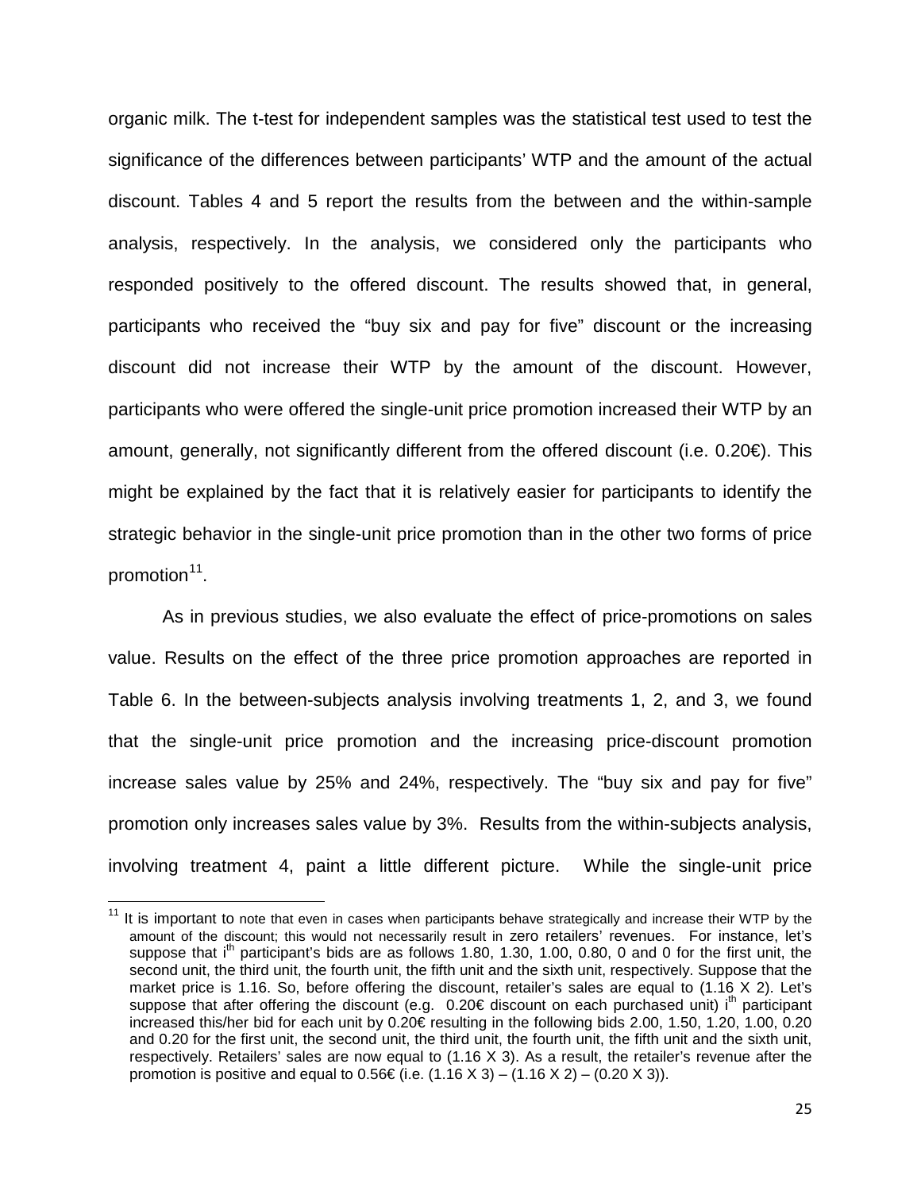organic milk. The t-test for independent samples was the statistical test used to test the significance of the differences between participants' WTP and the amount of the actual discount. Tables 4 and 5 report the results from the between and the within-sample analysis, respectively. In the analysis, we considered only the participants who responded positively to the offered discount. The results showed that, in general, participants who received the "buy six and pay for five" discount or the increasing discount did not increase their WTP by the amount of the discount. However, participants who were offered the single-unit price promotion increased their WTP by an amount, generally, not significantly different from the offered discount (i.e. 0.20€). This might be explained by the fact that it is relatively easier for participants to identify the strategic behavior in the single-unit price promotion than in the other two forms of price promotion[11].

As in previous studies, we also evaluate the effect of price-promotions on sales value. Results on the effect of the three price promotion approaches are reported in Table 6. In the between-subjects analysis involving treatments 1, 2, and 3, we found that the single-unit price promotion and the increasing price-discount promotion increase sales value by 25% and 24%, respectively. The "buy six and pay for five" promotion only increases sales value by 3%. Results from the within-subjects analysis, involving treatment 4, paint a little different picture. While the single-unit price

[11] It is important to note that even in cases when participants behave strategically and increase their WTP by the amount of the discount; this would not necessarily result in zero retailers' revenues. For instance, let's suppose that i$^{th}$ participant's bids are as follows 1.80, 1.30, 1.00, 0.80, 0 and 0 for the first unit, the second unit, the third unit, the fourth unit, the fifth unit and the sixth unit, respectively. Suppose that the market price is 1.16. So, before offering the discount, retailer's sales are equal to (1.16 X 2). Let's suppose that after offering the discount (e.g. 0.20€ discount on each purchased unit) i$^{th}$ participant increased this/her bid for each unit by 0.20€ resulting in the following bids 2.00, 1.50, 1.20, 1.00, 0.20 and 0.20 for the first unit, the second unit, the third unit, the fourth unit, the fifth unit and the sixth unit, respectively. Retailers' sales are now equal to (1.16 X 3). As a result, the retailer's revenue after the promotion is positive and equal to 0.56€ (i.e. (1.16 X 3) – (1.16 X 2) – (0.20 X 3)).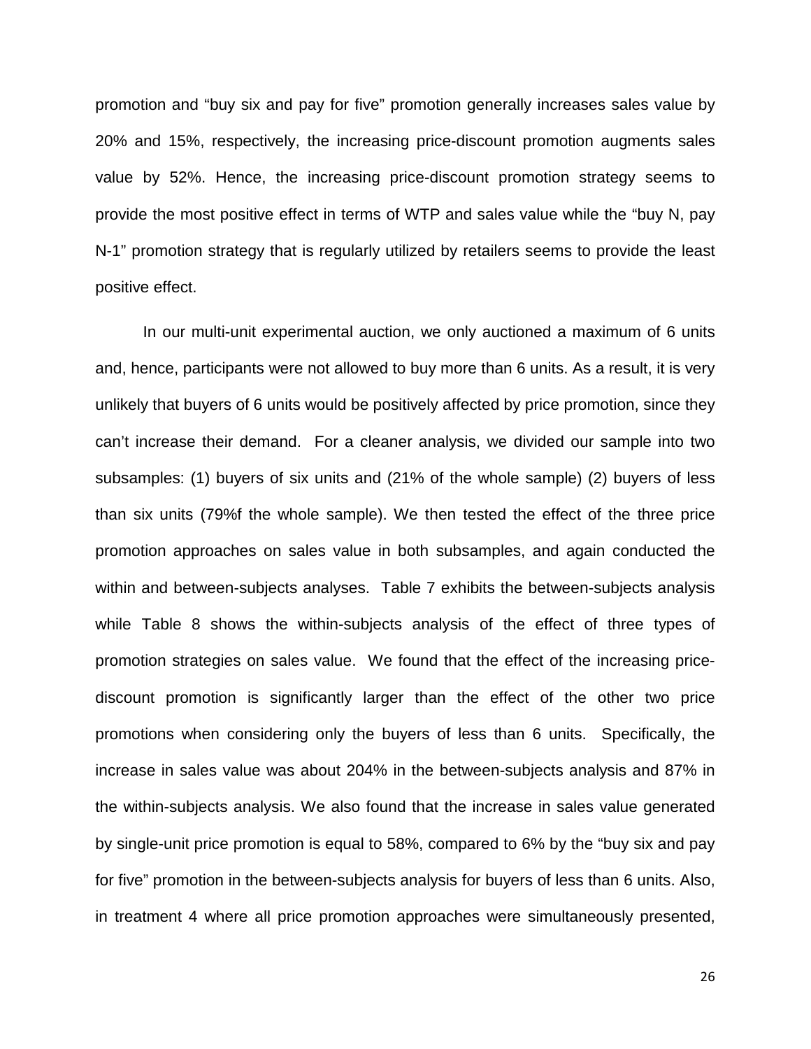promotion and "buy six and pay for five" promotion generally increases sales value by 20% and 15%, respectively, the increasing price-discount promotion augments sales value by 52%. Hence, the increasing price-discount promotion strategy seems to provide the most positive effect in terms of WTP and sales value while the "buy N, pay N-1" promotion strategy that is regularly utilized by retailers seems to provide the least positive effect.

In our multi-unit experimental auction, we only auctioned a maximum of 6 units and, hence, participants were not allowed to buy more than 6 units. As a result, it is very unlikely that buyers of 6 units would be positively affected by price promotion, since they can't increase their demand. For a cleaner analysis, we divided our sample into two subsamples: (1) buyers of six units and (21% of the whole sample) (2) buyers of less than six units (79%f the whole sample). We then tested the effect of the three price promotion approaches on sales value in both subsamples, and again conducted the within and between-subjects analyses. Table 7 exhibits the between-subjects analysis while Table 8 shows the within-subjects analysis of the effect of three types of promotion strategies on sales value. We found that the effect of the increasing price-discount promotion is significantly larger than the effect of the other two price promotions when considering only the buyers of less than 6 units. Specifically, the increase in sales value was about 204% in the between-subjects analysis and 87% in the within-subjects analysis. We also found that the increase in sales value generated by single-unit price promotion is equal to 58%, compared to 6% by the "buy six and pay for five" promotion in the between-subjects analysis for buyers of less than 6 units. Also, in treatment 4 where all price promotion approaches were simultaneously presented,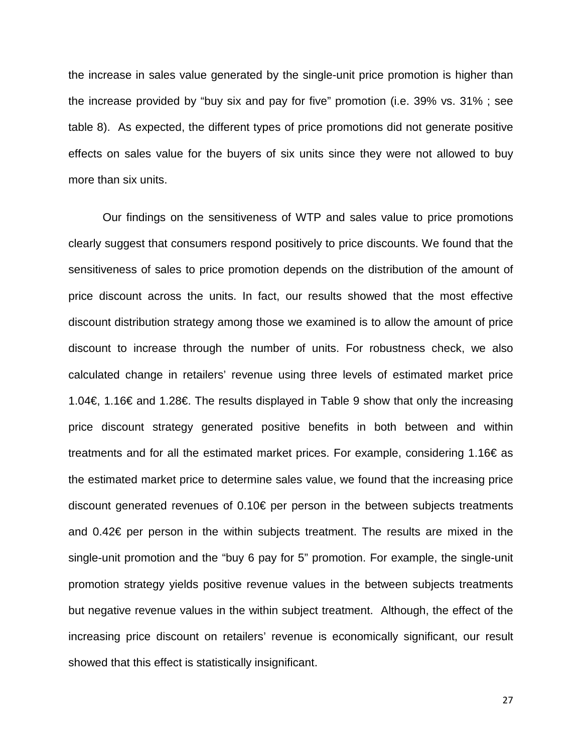the increase in sales value generated by the single-unit price promotion is higher than the increase provided by "buy six and pay for five" promotion (i.e. 39% vs. 31% ; see table 8). As expected, the different types of price promotions did not generate positive effects on sales value for the buyers of six units since they were not allowed to buy more than six units.

Our findings on the sensitiveness of WTP and sales value to price promotions clearly suggest that consumers respond positively to price discounts. We found that the sensitiveness of sales to price promotion depends on the distribution of the amount of price discount across the units. In fact, our results showed that the most effective discount distribution strategy among those we examined is to allow the amount of price discount to increase through the number of units. For robustness check, we also calculated change in retailers' revenue using three levels of estimated market price 1.04€, 1.16€ and 1.28€. The results displayed in Table 9 show that only the increasing price discount strategy generated positive benefits in both between and within treatments and for all the estimated market prices. For example, considering 1.16€ as the estimated market price to determine sales value, we found that the increasing price discount generated revenues of 0.10€ per person in the between subjects treatments and 0.42€ per person in the within subjects treatment. The results are mixed in the single-unit promotion and the "buy 6 pay for 5" promotion. For example, the single-unit promotion strategy yields positive revenue values in the between subjects treatments but negative revenue values in the within subject treatment. Although, the effect of the increasing price discount on retailers' revenue is economically significant, our result showed that this effect is statistically insignificant.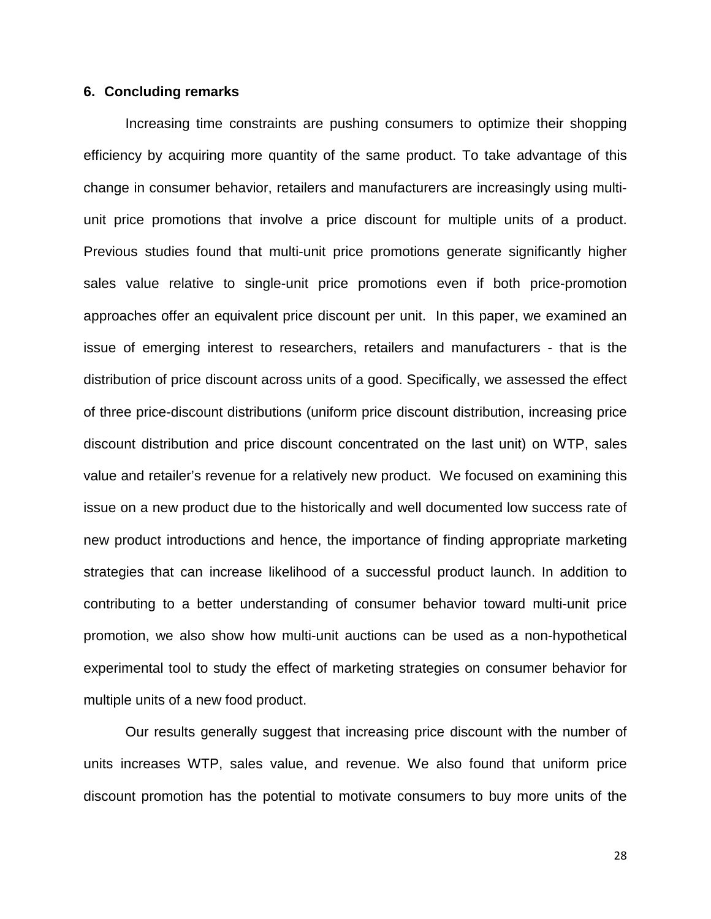## 6. Concluding remarks

Increasing time constraints are pushing consumers to optimize their shopping efficiency by acquiring more quantity of the same product. To take advantage of this change in consumer behavior, retailers and manufacturers are increasingly using multi-unit price promotions that involve a price discount for multiple units of a product. Previous studies found that multi-unit price promotions generate significantly higher sales value relative to single-unit price promotions even if both price-promotion approaches offer an equivalent price discount per unit. In this paper, we examined an issue of emerging interest to researchers, retailers and manufacturers - that is the distribution of price discount across units of a good. Specifically, we assessed the effect of three price-discount distributions (uniform price discount distribution, increasing price discount distribution and price discount concentrated on the last unit) on WTP, sales value and retailer's revenue for a relatively new product. We focused on examining this issue on a new product due to the historically and well documented low success rate of new product introductions and hence, the importance of finding appropriate marketing strategies that can increase likelihood of a successful product launch. In addition to contributing to a better understanding of consumer behavior toward multi-unit price promotion, we also show how multi-unit auctions can be used as a non-hypothetical experimental tool to study the effect of marketing strategies on consumer behavior for multiple units of a new food product.

Our results generally suggest that increasing price discount with the number of units increases WTP, sales value, and revenue. We also found that uniform price discount promotion has the potential to motivate consumers to buy more units of the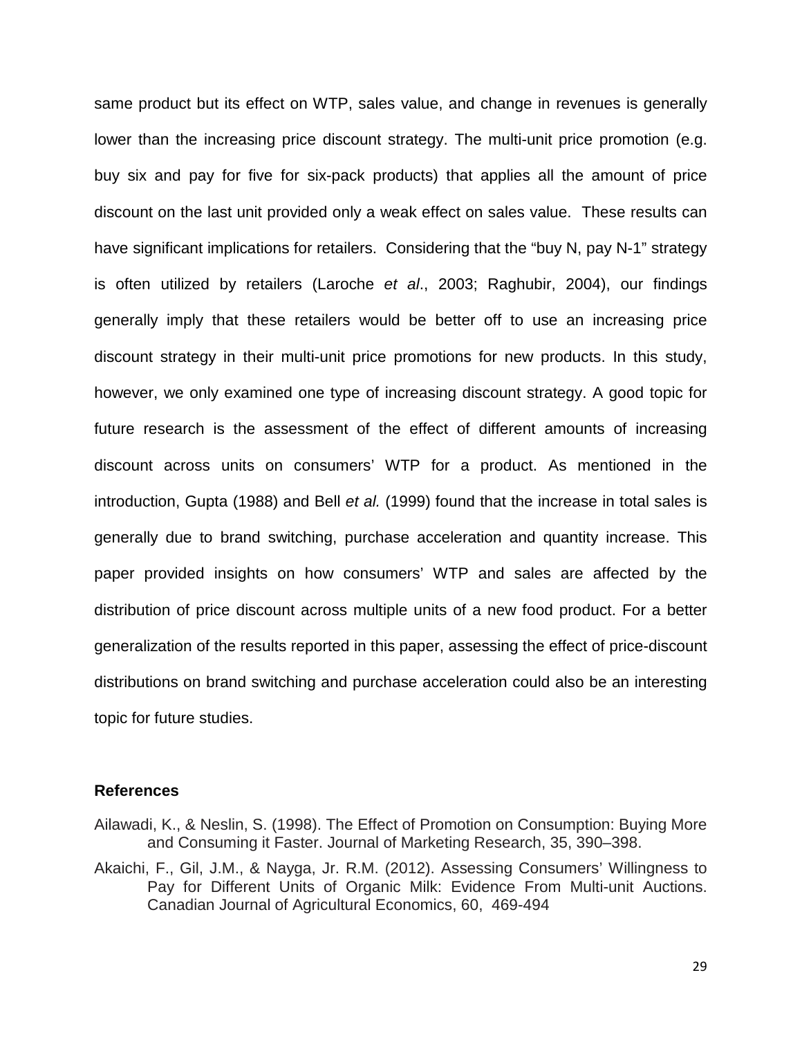same product but its effect on WTP, sales value, and change in revenues is generally lower than the increasing price discount strategy. The multi-unit price promotion (e.g. buy six and pay for five for six-pack products) that applies all the amount of price discount on the last unit provided only a weak effect on sales value. These results can have significant implications for retailers. Considering that the "buy N, pay N-1" strategy is often utilized by retailers (Laroche *et al*., 2003; Raghubir, 2004), our findings generally imply that these retailers would be better off to use an increasing price discount strategy in their multi-unit price promotions for new products. In this study, however, we only examined one type of increasing discount strategy. A good topic for future research is the assessment of the effect of different amounts of increasing discount across units on consumers' WTP for a product. As mentioned in the introduction, Gupta (1988) and Bell *et al.* (1999) found that the increase in total sales is generally due to brand switching, purchase acceleration and quantity increase. This paper provided insights on how consumers' WTP and sales are affected by the distribution of price discount across multiple units of a new food product. For a better generalization of the results reported in this paper, assessing the effect of price-discount distributions on brand switching and purchase acceleration could also be an interesting topic for future studies.

## References

Ailawadi, K., & Neslin, S. (1998). The Effect of Promotion on Consumption: Buying More and Consuming it Faster. Journal of Marketing Research, 35, 390–398.

Akaichi, F., Gil, J.M., & Nayga, Jr. R.M. (2012). Assessing Consumers' Willingness to Pay for Different Units of Organic Milk: Evidence From Multi-unit Auctions. Canadian Journal of Agricultural Economics, 60, 469-494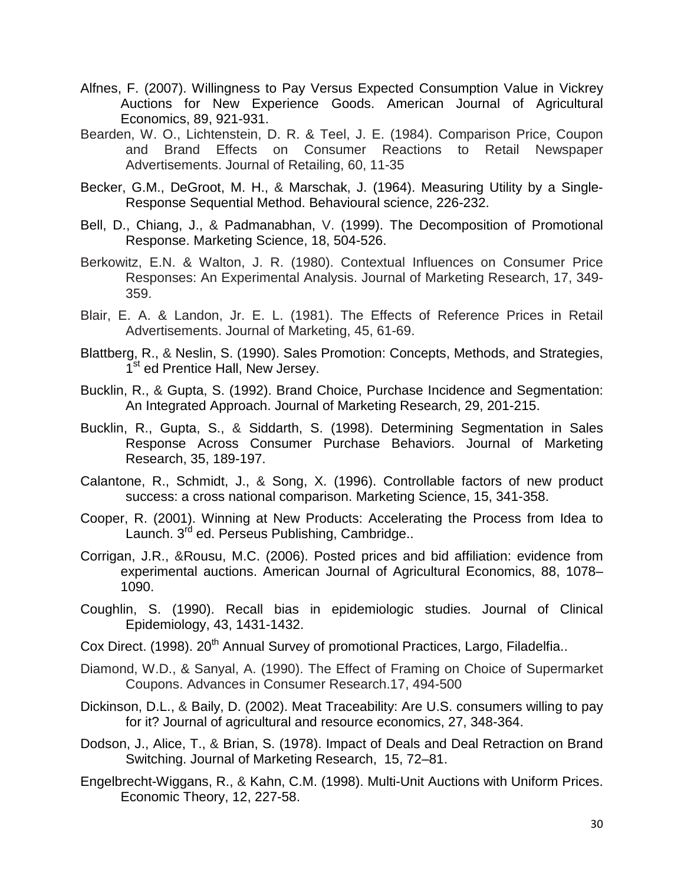Alfnes, F. (2007). Willingness to Pay Versus Expected Consumption Value in Vickrey Auctions for New Experience Goods. American Journal of Agricultural Economics, 89, 921-931.

Bearden, W. O., Lichtenstein, D. R. & Teel, J. E. (1984). Comparison Price, Coupon and Brand Effects on Consumer Reactions to Retail Newspaper Advertisements. Journal of Retailing, 60, 11-35

Becker, G.M., DeGroot, M. H., & Marschak, J. (1964). Measuring Utility by a Single-Response Sequential Method. Behavioural science, 226-232.

Bell, D., Chiang, J., & Padmanabhan, V. (1999). The Decomposition of Promotional Response. Marketing Science, 18, 504-526.

Berkowitz, E.N. & Walton, J. R. (1980). Contextual Influences on Consumer Price Responses: An Experimental Analysis. Journal of Marketing Research, 17, 349-359.

Blair, E. A. & Landon, Jr. E. L. (1981). The Effects of Reference Prices in Retail Advertisements. Journal of Marketing, 45, 61-69.

Blattberg, R., & Neslin, S. (1990). Sales Promotion: Concepts, Methods, and Strategies, 1st ed Prentice Hall, New Jersey.

Bucklin, R., & Gupta, S. (1992). Brand Choice, Purchase Incidence and Segmentation: An Integrated Approach. Journal of Marketing Research, 29, 201-215.

Bucklin, R., Gupta, S., & Siddarth, S. (1998). Determining Segmentation in Sales Response Across Consumer Purchase Behaviors. Journal of Marketing Research, 35, 189-197.

Calantone, R., Schmidt, J., & Song, X. (1996). Controllable factors of new product success: a cross national comparison. Marketing Science, 15, 341-358.

Cooper, R. (2001). Winning at New Products: Accelerating the Process from Idea to Launch. 3rd ed. Perseus Publishing, Cambridge..

Corrigan, J.R., &Rousu, M.C. (2006). Posted prices and bid affiliation: evidence from experimental auctions. American Journal of Agricultural Economics, 88, 1078–1090.

Coughlin, S. (1990). Recall bias in epidemiologic studies. Journal of Clinical Epidemiology, 43, 1431-1432.

Cox Direct. (1998). 20th Annual Survey of promotional Practices, Largo, Filadelfia..

Diamond, W.D., & Sanyal, A. (1990). The Effect of Framing on Choice of Supermarket Coupons. Advances in Consumer Research.17, 494-500

Dickinson, D.L., & Baily, D. (2002). Meat Traceability: Are U.S. consumers willing to pay for it? Journal of agricultural and resource economics, 27, 348-364.

Dodson, J., Alice, T., & Brian, S. (1978). Impact of Deals and Deal Retraction on Brand Switching. Journal of Marketing Research, 15, 72–81.

Engelbrecht-Wiggans, R., & Kahn, C.M. (1998). Multi-Unit Auctions with Uniform Prices. Economic Theory, 12, 227-58.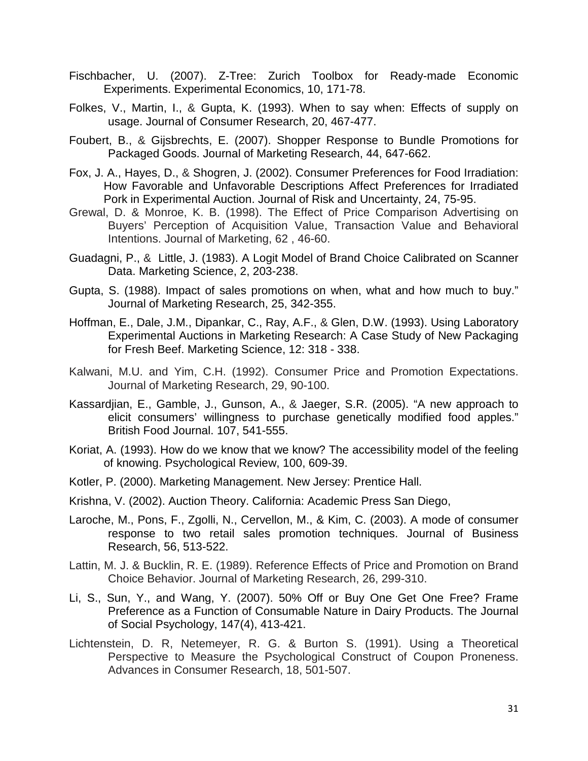Fischbacher, U. (2007). Z-Tree: Zurich Toolbox for Ready-made Economic Experiments. Experimental Economics, 10, 171-78.

Folkes, V., Martin, I., & Gupta, K. (1993). When to say when: Effects of supply on usage. Journal of Consumer Research, 20, 467-477.

Foubert, B., & Gijsbrechts, E. (2007). Shopper Response to Bundle Promotions for Packaged Goods. Journal of Marketing Research, 44, 647-662.

Fox, J. A., Hayes, D., & Shogren, J. (2002). Consumer Preferences for Food Irradiation: How Favorable and Unfavorable Descriptions Affect Preferences for Irradiated Pork in Experimental Auction. Journal of Risk and Uncertainty, 24, 75-95.

Grewal, D. & Monroe, K. B. (1998). The Effect of Price Comparison Advertising on Buyers' Perception of Acquisition Value, Transaction Value and Behavioral Intentions. Journal of Marketing, 62 , 46-60.

Guadagni, P., & Little, J. (1983). A Logit Model of Brand Choice Calibrated on Scanner Data. Marketing Science, 2, 203-238.

Gupta, S. (1988). Impact of sales promotions on when, what and how much to buy." Journal of Marketing Research, 25, 342-355.

Hoffman, E., Dale, J.M., Dipankar, C., Ray, A.F., & Glen, D.W. (1993). Using Laboratory Experimental Auctions in Marketing Research: A Case Study of New Packaging for Fresh Beef. Marketing Science, 12: 318 - 338.

Kalwani, M.U. and Yim, C.H. (1992). Consumer Price and Promotion Expectations. Journal of Marketing Research, 29, 90-100.

Kassardjian, E., Gamble, J., Gunson, A., & Jaeger, S.R. (2005). "A new approach to elicit consumers' willingness to purchase genetically modified food apples." British Food Journal. 107, 541-555.

Koriat, A. (1993). How do we know that we know? The accessibility model of the feeling of knowing. Psychological Review, 100, 609-39.

Kotler, P. (2000). Marketing Management. New Jersey: Prentice Hall.

Krishna, V. (2002). Auction Theory. California: Academic Press San Diego,

Laroche, M., Pons, F., Zgolli, N., Cervellon, M., & Kim, C. (2003). A mode of consumer response to two retail sales promotion techniques. Journal of Business Research, 56, 513-522.

Lattin, M. J. & Bucklin, R. E. (1989). Reference Effects of Price and Promotion on Brand Choice Behavior. Journal of Marketing Research, 26, 299-310.

Li, S., Sun, Y., and Wang, Y. (2007). 50% Off or Buy One Get One Free? Frame Preference as a Function of Consumable Nature in Dairy Products. The Journal of Social Psychology, 147(4), 413-421.

Lichtenstein, D. R, Netemeyer, R. G. & Burton S. (1991). Using a Theoretical Perspective to Measure the Psychological Construct of Coupon Proneness. Advances in Consumer Research, 18, 501-507.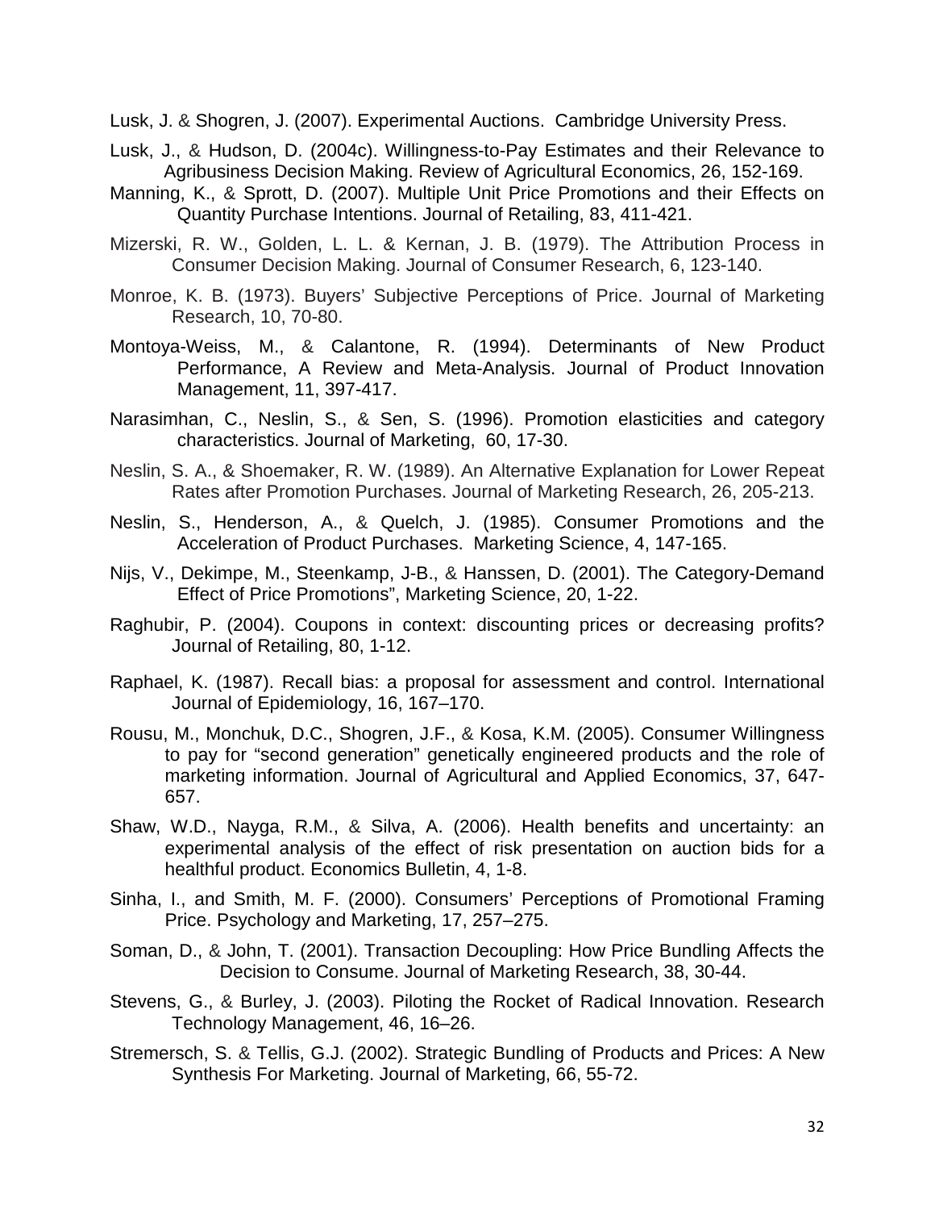Lusk, J. & Shogren, J. (2007). Experimental Auctions. Cambridge University Press.

Lusk, J., & Hudson, D. (2004c). Willingness-to-Pay Estimates and their Relevance to Agribusiness Decision Making. Review of Agricultural Economics, 26, 152-169.

Manning, K., & Sprott, D. (2007). Multiple Unit Price Promotions and their Effects on Quantity Purchase Intentions. Journal of Retailing, 83, 411-421.

Mizerski, R. W., Golden, L. L. & Kernan, J. B. (1979). The Attribution Process in Consumer Decision Making. Journal of Consumer Research, 6, 123-140.

Monroe, K. B. (1973). Buyers' Subjective Perceptions of Price. Journal of Marketing Research, 10, 70-80.

Montoya-Weiss, M., & Calantone, R. (1994). Determinants of New Product Performance, A Review and Meta-Analysis. Journal of Product Innovation Management, 11, 397-417.

Narasimhan, C., Neslin, S., & Sen, S. (1996). Promotion elasticities and category characteristics. Journal of Marketing, 60, 17-30.

Neslin, S. A., & Shoemaker, R. W. (1989). An Alternative Explanation for Lower Repeat Rates after Promotion Purchases. Journal of Marketing Research, 26, 205-213.

Neslin, S., Henderson, A., & Quelch, J. (1985). Consumer Promotions and the Acceleration of Product Purchases. Marketing Science, 4, 147-165.

Nijs, V., Dekimpe, M., Steenkamp, J-B., & Hanssen, D. (2001). The Category-Demand Effect of Price Promotions", Marketing Science, 20, 1-22.

Raghubir, P. (2004). Coupons in context: discounting prices or decreasing profits? Journal of Retailing, 80, 1-12.

Raphael, K. (1987). Recall bias: a proposal for assessment and control. International Journal of Epidemiology, 16, 167–170.

Rousu, M., Monchuk, D.C., Shogren, J.F., & Kosa, K.M. (2005). Consumer Willingness to pay for "second generation" genetically engineered products and the role of marketing information. Journal of Agricultural and Applied Economics, 37, 647-657.

Shaw, W.D., Nayga, R.M., & Silva, A. (2006). Health benefits and uncertainty: an experimental analysis of the effect of risk presentation on auction bids for a healthful product. Economics Bulletin, 4, 1-8.

Sinha, I., and Smith, M. F. (2000). Consumers' Perceptions of Promotional Framing Price. Psychology and Marketing, 17, 257–275.

Soman, D., & John, T. (2001). Transaction Decoupling: How Price Bundling Affects the Decision to Consume. Journal of Marketing Research, 38, 30-44.

Stevens, G., & Burley, J. (2003). Piloting the Rocket of Radical Innovation. Research Technology Management, 46, 16–26.

Stremersch, S. & Tellis, G.J. (2002). Strategic Bundling of Products and Prices: A New Synthesis For Marketing. Journal of Marketing, 66, 55-72.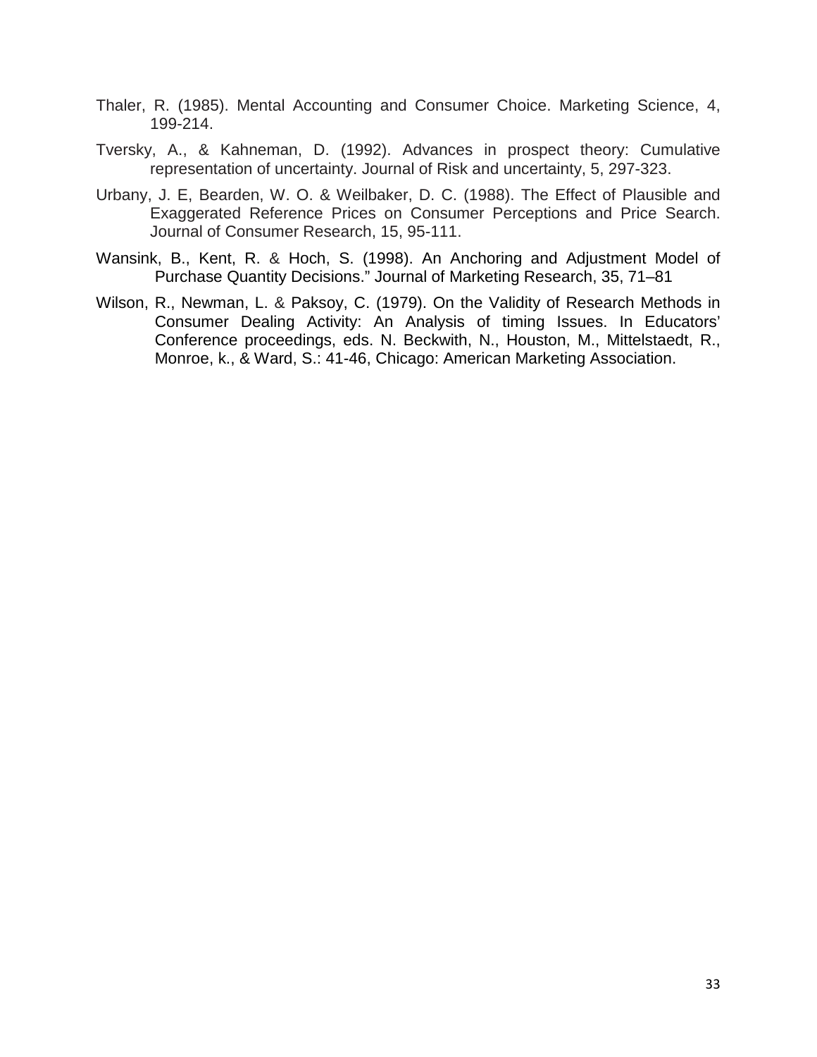Thaler, R. (1985). Mental Accounting and Consumer Choice. Marketing Science, 4, 199-214.

Tversky, A., & Kahneman, D. (1992). Advances in prospect theory: Cumulative representation of uncertainty. Journal of Risk and uncertainty, 5, 297-323.

Urbany, J. E, Bearden, W. O. & Weilbaker, D. C. (1988). The Effect of Plausible and Exaggerated Reference Prices on Consumer Perceptions and Price Search. Journal of Consumer Research, 15, 95-111.

Wansink, B., Kent, R. & Hoch, S. (1998). An Anchoring and Adjustment Model of Purchase Quantity Decisions." Journal of Marketing Research, 35, 71–81

Wilson, R., Newman, L. & Paksoy, C. (1979). On the Validity of Research Methods in Consumer Dealing Activity: An Analysis of timing Issues. In Educators' Conference proceedings, eds. N. Beckwith, N., Houston, M., Mittelstaedt, R., Monroe, k., & Ward, S.: 41-46, Chicago: American Marketing Association.